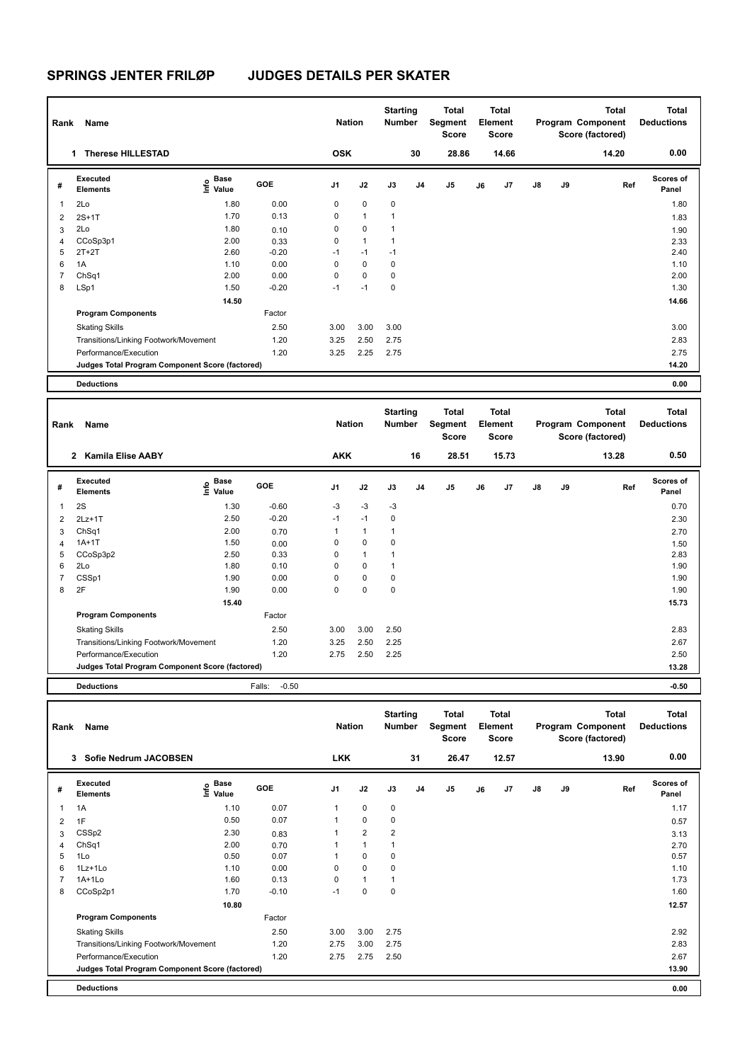# SPRINGS JENTER FRILØP JUDGES DETAILS PER SKATER

| Rank | Name | Nation | Starting Number | Total Segment Score | Total Element Score | Total Program Component Score (factored) | Total Deductions |
|---|---|---|---|---|---|---|---|
| 1 | Therese HILLESTAD | OSK | 30 | 28.86 | 14.66 | 14.20 | 0.00 |

| # | Executed Elements | Info | Base Value | GOE | J1 | J2 | J3 | J4 | J5 | J6 | J7 | J8 | J9 | Ref | Scores of Panel |
|---|---|---|---|---|---|---|---|---|---|---|---|---|---|---|---|
| 1 | 2Lo | | 1.80 | 0.00 | 0 | 0 | 0 | | | | | | | | 1.80 |
| 2 | 2S+1T | | 1.70 | 0.13 | 0 | 1 | 1 | | | | | | | | 1.83 |
| 3 | 2Lo | | 1.80 | 0.10 | 0 | 0 | 1 | | | | | | | | 1.90 |
| 4 | CCoSp3p1 | | 2.00 | 0.33 | 0 | 1 | 1 | | | | | | | | 2.33 |
| 5 | 2T+2T | | 2.60 | -0.20 | -1 | -1 | -1 | | | | | | | | 2.40 |
| 6 | 1A | | 1.10 | 0.00 | 0 | 0 | 0 | | | | | | | | 1.10 |
| 7 | ChSq1 | | 2.00 | 0.00 | 0 | 0 | 0 | | | | | | | | 2.00 |
| 8 | LSp1 | | 1.50 | -0.20 | -1 | -1 | 0 | | | | | | | | 1.30 |
| | | | 14.50 | | | | | | | | | | | | 14.66 |
| | **Program Components** | | | Factor | | | | | | | | | | | |
| | Skating Skills | | | 2.50 | 3.00 | 3.00 | 3.00 | | | | | | | | 3.00 |
| | Transitions/Linking Footwork/Movement | | | 1.20 | 3.25 | 2.50 | 2.75 | | | | | | | | 2.83 |
| | Performance/Execution | | | 1.20 | 3.25 | 2.25 | 2.75 | | | | | | | | 2.75 |
| | **Judges Total Program Component Score (factored)** | | | | | | | | | | | | | | 14.20 |
| | **Deductions** | | | | | | | | | | | | | | 0.00 |

| Rank | Name | Nation | Starting Number | Total Segment Score | Total Element Score | Total Program Component Score (factored) | Total Deductions |
|---|---|---|---|---|---|---|---|
| 2 | Kamila Elise AABY | AKK | 16 | 28.51 | 15.73 | 13.28 | 0.50 |

| # | Executed Elements | Info | Base Value | GOE | J1 | J2 | J3 | J4 | J5 | J6 | J7 | J8 | J9 | Ref | Scores of Panel |
|---|---|---|---|---|---|---|---|---|---|---|---|---|---|---|---|
| 1 | 2S | | 1.30 | -0.60 | -3 | -3 | -3 | | | | | | | | 0.70 |
| 2 | 2Lz+1T | | 2.50 | -0.20 | -1 | -1 | 0 | | | | | | | | 2.30 |
| 3 | ChSq1 | | 2.00 | 0.70 | 1 | 1 | 1 | | | | | | | | 2.70 |
| 4 | 1A+1T | | 1.50 | 0.00 | 0 | 0 | 0 | | | | | | | | 1.50 |
| 5 | CCoSp3p2 | | 2.50 | 0.33 | 0 | 1 | 1 | | | | | | | | 2.83 |
| 6 | 2Lo | | 1.80 | 0.10 | 0 | 0 | 1 | | | | | | | | 1.90 |
| 7 | CSSp1 | | 1.90 | 0.00 | 0 | 0 | 0 | | | | | | | | 1.90 |
| 8 | 2F | | 1.90 | 0.00 | 0 | 0 | 0 | | | | | | | | 1.90 |
| | | | 15.40 | | | | | | | | | | | | 15.73 |
| | **Program Components** | | | Factor | | | | | | | | | | | |
| | Skating Skills | | | 2.50 | 3.00 | 3.00 | 2.50 | | | | | | | | 2.83 |
| | Transitions/Linking Footwork/Movement | | | 1.20 | 3.25 | 2.50 | 2.25 | | | | | | | | 2.67 |
| | Performance/Execution | | | 1.20 | 2.75 | 2.50 | 2.25 | | | | | | | | 2.50 |
| | **Judges Total Program Component Score (factored)** | | | | | | | | | | | | | | 13.28 |
| | **Deductions** | | | Falls: -0.50 | | | | | | | | | | | -0.50 |

| Rank | Name | Nation | Starting Number | Total Segment Score | Total Element Score | Total Program Component Score (factored) | Total Deductions |
|---|---|---|---|---|---|---|---|
| 3 | Sofie Nedrum JACOBSEN | LKK | 31 | 26.47 | 12.57 | 13.90 | 0.00 |

| # | Executed Elements | Info | Base Value | GOE | J1 | J2 | J3 | J4 | J5 | J6 | J7 | J8 | J9 | Ref | Scores of Panel |
|---|---|---|---|---|---|---|---|---|---|---|---|---|---|---|---|
| 1 | 1A | | 1.10 | 0.07 | 1 | 0 | 0 | | | | | | | | 1.17 |
| 2 | 1F | | 0.50 | 0.07 | 1 | 0 | 0 | | | | | | | | 0.57 |
| 3 | CSSp2 | | 2.30 | 0.83 | 1 | 2 | 2 | | | | | | | | 3.13 |
| 4 | ChSq1 | | 2.00 | 0.70 | 1 | 1 | 1 | | | | | | | | 2.70 |
| 5 | 1Lo | | 0.50 | 0.07 | 1 | 0 | 0 | | | | | | | | 0.57 |
| 6 | 1Lz+1Lo | | 1.10 | 0.00 | 0 | 0 | 0 | | | | | | | | 1.10 |
| 7 | 1A+1Lo | | 1.60 | 0.13 | 0 | 1 | 1 | | | | | | | | 1.73 |
| 8 | CCoSp2p1 | | 1.70 | -0.10 | -1 | 0 | 0 | | | | | | | | 1.60 |
| | | | 10.80 | | | | | | | | | | | | 12.57 |
| | **Program Components** | | | Factor | | | | | | | | | | | |
| | Skating Skills | | | 2.50 | 3.00 | 3.00 | 2.75 | | | | | | | | 2.92 |
| | Transitions/Linking Footwork/Movement | | | 1.20 | 2.75 | 3.00 | 2.75 | | | | | | | | 2.83 |
| | Performance/Execution | | | 1.20 | 2.75 | 2.75 | 2.50 | | | | | | | | 2.67 |
| | **Judges Total Program Component Score (factored)** | | | | | | | | | | | | | | 13.90 |
| | **Deductions** | | | | | | | | | | | | | | 0.00 |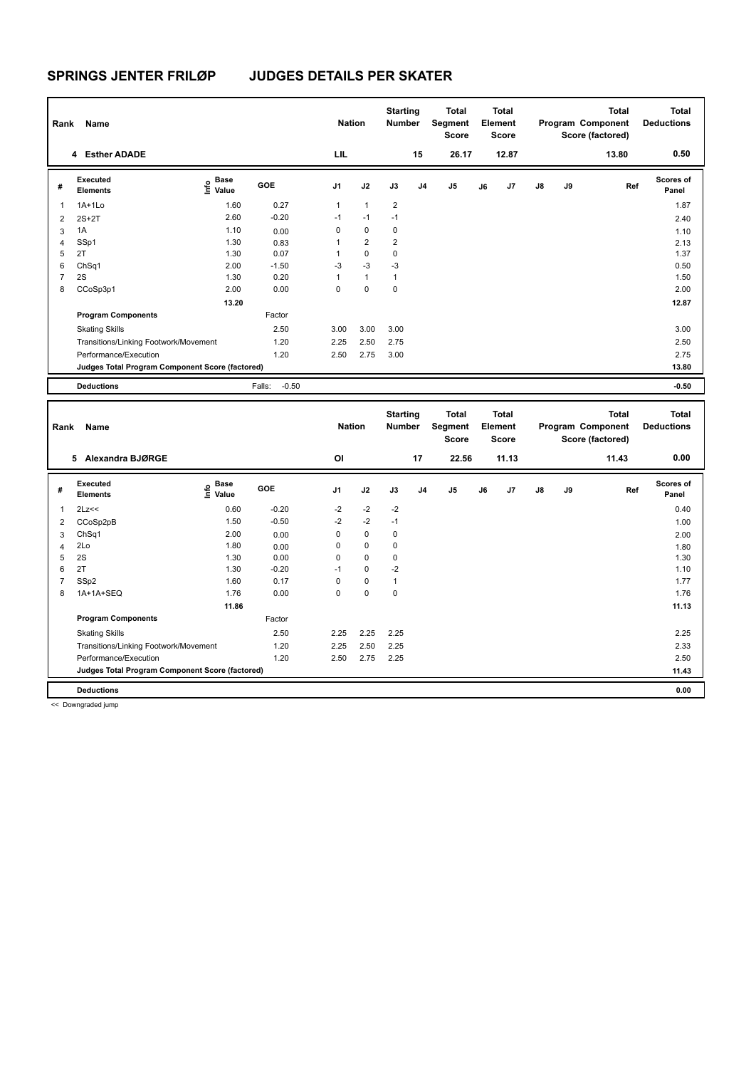# SPRINGS JENTER FRILØP JUDGES DETAILS PER SKATER

| Rank | Name | Nation | Starting Number | Total Segment Score | Total Element Score | Total Program Component Score (factored) | Total Deductions |
|---|---|---|---|---|---|---|---|
| 4 | Esther ADADE | LIL | 15 | 26.17 | 12.87 | 13.80 | 0.50 |

| # | Executed Elements | Info | Base Value | GOE | J1 | J2 | J3 | J4 | J5 | J6 | J7 | J8 | J9 | Ref | Scores of Panel |
|---|---|---|---|---|---|---|---|---|---|---|---|---|---|---|---|
| 1 | 1A+1Lo | | 1.60 | 0.27 | 1 | 1 | 2 | | | | | | | | 1.87 |
| 2 | 2S+2T | | 2.60 | -0.20 | -1 | -1 | -1 | | | | | | | | 2.40 |
| 3 | 1A | | 1.10 | 0.00 | 0 | 0 | 0 | | | | | | | | 1.10 |
| 4 | SSp1 | | 1.30 | 0.83 | 1 | 2 | 2 | | | | | | | | 2.13 |
| 5 | 2T | | 1.30 | 0.07 | 1 | 0 | 0 | | | | | | | | 1.37 |
| 6 | ChSq1 | | 2.00 | -1.50 | -3 | -3 | -3 | | | | | | | | 0.50 |
| 7 | 2S | | 1.30 | 0.20 | 1 | 1 | 1 | | | | | | | | 1.50 |
| 8 | CCoSp3p1 | | 2.00 | 0.00 | 0 | 0 | 0 | | | | | | | | 2.00 |
| | | | 13.20 | | | | | | | | | | | | 12.87 |
| | **Program Components** | | | Factor | | | | | | | | | | | |
| | Skating Skills | | | 2.50 | 3.00 | 3.00 | 3.00 | | | | | | | | 3.00 |
| | Transitions/Linking Footwork/Movement | | | 1.20 | 2.25 | 2.50 | 2.75 | | | | | | | | 2.50 |
| | Performance/Execution | | | 1.20 | 2.50 | 2.75 | 3.00 | | | | | | | | 2.75 |
| | **Judges Total Program Component Score (factored)** | | | | | | | | | | | | | | 13.80 |
| | **Deductions** | | | Falls: -0.50 | | | | | | | | | | | -0.50 |

| Rank | Name | Nation | Starting Number | Total Segment Score | Total Element Score | Total Program Component Score (factored) | Total Deductions |
|---|---|---|---|---|---|---|---|
| 5 | Alexandra BJØRGE | OI | 17 | 22.56 | 11.13 | 11.43 | 0.00 |

| # | Executed Elements | Info | Base Value | GOE | J1 | J2 | J3 | J4 | J5 | J6 | J7 | J8 | J9 | Ref | Scores of Panel |
|---|---|---|---|---|---|---|---|---|---|---|---|---|---|---|---|
| 1 | 2Lz<< | | 0.60 | -0.20 | -2 | -2 | -2 | | | | | | | | 0.40 |
| 2 | CCoSp2pB | | 1.50 | -0.50 | -2 | -2 | -1 | | | | | | | | 1.00 |
| 3 | ChSq1 | | 2.00 | 0.00 | 0 | 0 | 0 | | | | | | | | 2.00 |
| 4 | 2Lo | | 1.80 | 0.00 | 0 | 0 | 0 | | | | | | | | 1.80 |
| 5 | 2S | | 1.30 | 0.00 | 0 | 0 | 0 | | | | | | | | 1.30 |
| 6 | 2T | | 1.30 | -0.20 | -1 | 0 | -2 | | | | | | | | 1.10 |
| 7 | SSp2 | | 1.60 | 0.17 | 0 | 0 | 1 | | | | | | | | 1.77 |
| 8 | 1A+1A+SEQ | | 1.76 | 0.00 | 0 | 0 | 0 | | | | | | | | 1.76 |
| | | | 11.86 | | | | | | | | | | | | 11.13 |
| | **Program Components** | | | Factor | | | | | | | | | | | |
| | Skating Skills | | | 2.50 | 2.25 | 2.25 | 2.25 | | | | | | | | 2.25 |
| | Transitions/Linking Footwork/Movement | | | 1.20 | 2.25 | 2.50 | 2.25 | | | | | | | | 2.33 |
| | Performance/Execution | | | 1.20 | 2.50 | 2.75 | 2.25 | | | | | | | | 2.50 |
| | **Judges Total Program Component Score (factored)** | | | | | | | | | | | | | | 11.43 |
| | **Deductions** | | | | | | | | | | | | | | 0.00 |

<< Downgraded jump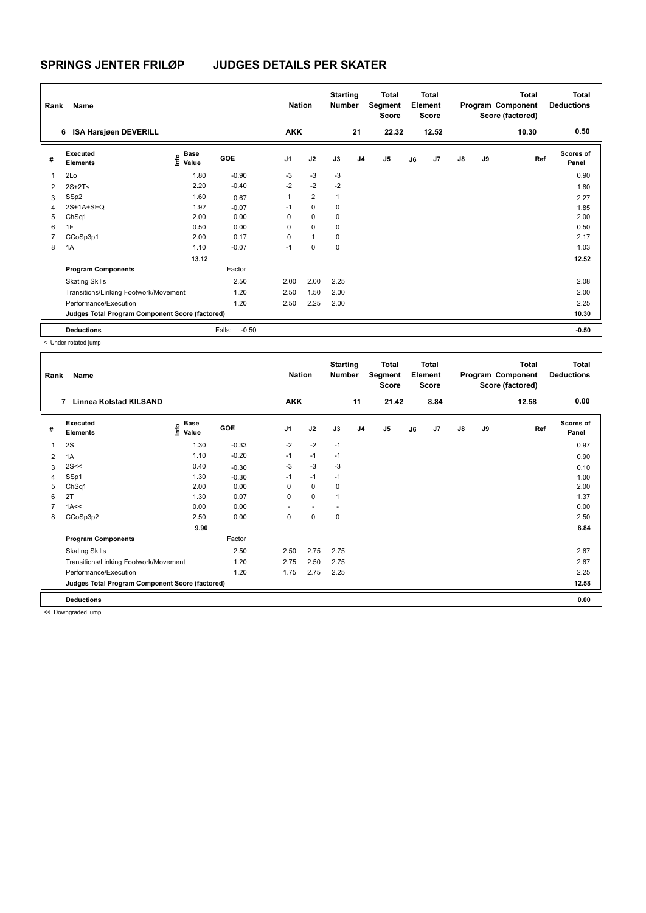# SPRINGS JENTER FRILØP JUDGES DETAILS PER SKATER

| Rank | Name | Nation | Starting Number | Total Segment Score | Total Element Score | Total Program Component Score (factored) | Total Deductions |
|---|---|---|---|---|---|---|---|
| 6 | ISA Harsjøen DEVERILL | AKK | 21 | 22.32 | 12.52 | 10.30 | 0.50 |

| # | Executed Elements | Info | Base Value | GOE | J1 | J2 | J3 | J4 | J5 | J6 | J7 | J8 | J9 | Ref | Scores of Panel |
|---|---|---|---|---|---|---|---|---|---|---|---|---|---|---|---|
| 1 | 2Lo | | 1.80 | -0.90 | -3 | -3 | -3 | | | | | | | | 0.90 |
| 2 | 2S+2T< | | 2.20 | -0.40 | -2 | -2 | -2 | | | | | | | | 1.80 |
| 3 | SSp2 | | 1.60 | 0.67 | 1 | 2 | 1 | | | | | | | | 2.27 |
| 4 | 2S+1A+SEQ | | 1.92 | -0.07 | -1 | 0 | 0 | | | | | | | | 1.85 |
| 5 | ChSq1 | | 2.00 | 0.00 | 0 | 0 | 0 | | | | | | | | 2.00 |
| 6 | 1F | | 0.50 | 0.00 | 0 | 0 | 0 | | | | | | | | 0.50 |
| 7 | CCoSp3p1 | | 2.00 | 0.17 | 0 | 1 | 0 | | | | | | | | 2.17 |
| 8 | 1A | | 1.10 | -0.07 | -1 | 0 | 0 | | | | | | | | 1.03 |
| | | | 13.12 | | | | | | | | | | | | 12.52 |
| | **Program Components** | | | Factor | | | | | | | | | | | |
| | Skating Skills | | | 2.50 | 2.00 | 2.00 | 2.25 | | | | | | | | 2.08 |
| | Transitions/Linking Footwork/Movement | | | 1.20 | 2.50 | 1.50 | 2.00 | | | | | | | | 2.00 |
| | Performance/Execution | | | 1.20 | 2.50 | 2.25 | 2.00 | | | | | | | | 2.25 |
| | **Judges Total Program Component Score (factored)** | | | | | | | | | | | | | | 10.30 |
| | **Deductions** | | | Falls: -0.50 | | | | | | | | | | | -0.50 |

< Under-rotated jump

| Rank | Name | Nation | Starting Number | Total Segment Score | Total Element Score | Total Program Component Score (factored) | Total Deductions |
|---|---|---|---|---|---|---|---|
| 7 | Linnea Kolstad KILSAND | AKK | 11 | 21.42 | 8.84 | 12.58 | 0.00 |

| # | Executed Elements | Info | Base Value | GOE | J1 | J2 | J3 | J4 | J5 | J6 | J7 | J8 | J9 | Ref | Scores of Panel |
|---|---|---|---|---|---|---|---|---|---|---|---|---|---|---|---|
| 1 | 2S | | 1.30 | -0.33 | -2 | -2 | -1 | | | | | | | | 0.97 |
| 2 | 1A | | 1.10 | -0.20 | -1 | -1 | -1 | | | | | | | | 0.90 |
| 3 | 2S<< | | 0.40 | -0.30 | -3 | -3 | -3 | | | | | | | | 0.10 |
| 4 | SSp1 | | 1.30 | -0.30 | -1 | -1 | -1 | | | | | | | | 1.00 |
| 5 | ChSq1 | | 2.00 | 0.00 | 0 | 0 | 0 | | | | | | | | 2.00 |
| 6 | 2T | | 1.30 | 0.07 | 0 | 0 | 1 | | | | | | | | 1.37 |
| 7 | 1A<< | | 0.00 | 0.00 | - | - | - | | | | | | | | 0.00 |
| 8 | CCoSp3p2 | | 2.50 | 0.00 | 0 | 0 | 0 | | | | | | | | 2.50 |
| | | | 9.90 | | | | | | | | | | | | 8.84 |
| | **Program Components** | | | Factor | | | | | | | | | | | |
| | Skating Skills | | | 2.50 | 2.50 | 2.75 | 2.75 | | | | | | | | 2.67 |
| | Transitions/Linking Footwork/Movement | | | 1.20 | 2.75 | 2.50 | 2.75 | | | | | | | | 2.67 |
| | Performance/Execution | | | 1.20 | 1.75 | 2.75 | 2.25 | | | | | | | | 2.25 |
| | **Judges Total Program Component Score (factored)** | | | | | | | | | | | | | | 12.58 |
| | **Deductions** | | | | | | | | | | | | | | 0.00 |

<< Downgraded jump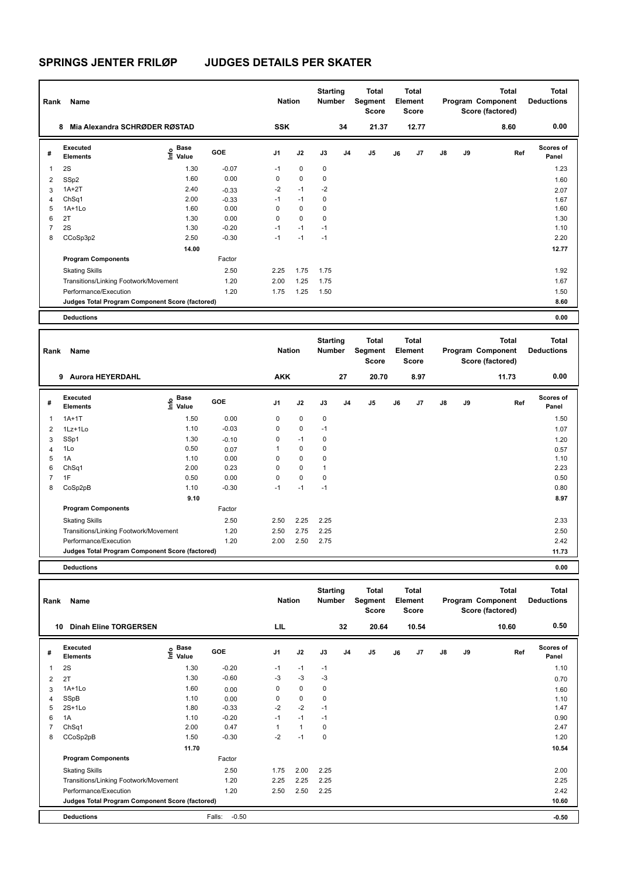# SPRINGS JENTER FRILØP JUDGES DETAILS PER SKATER

| Rank | Name | Nation | Starting Number | Total Segment Score | Total Element Score | Total Program Component Score (factored) | Total Deductions |
|---|---|---|---|---|---|---|---|
| 8 | Mia Alexandra SCHRØDER RØSTAD | SSK | 34 | 21.37 | 12.77 | 8.60 | 0.00 |

| # | Executed Elements | Info | Base Value | GOE | J1 | J2 | J3 | J4 | J5 | J6 | J7 | J8 | J9 | Ref | Scores of Panel |
|---|---|---|---|---|---|---|---|---|---|---|---|---|---|---|---|
| 1 | 2S | | 1.30 | -0.07 | -1 | 0 | 0 | | | | | | | | 1.23 |
| 2 | SSp2 | | 1.60 | 0.00 | 0 | 0 | 0 | | | | | | | | 1.60 |
| 3 | 1A+2T | | 2.40 | -0.33 | -2 | -1 | -2 | | | | | | | | 2.07 |
| 4 | ChSq1 | | 2.00 | -0.33 | -1 | -1 | 0 | | | | | | | | 1.67 |
| 5 | 1A+1Lo | | 1.60 | 0.00 | 0 | 0 | 0 | | | | | | | | 1.60 |
| 6 | 2T | | 1.30 | 0.00 | 0 | 0 | 0 | | | | | | | | 1.30 |
| 7 | 2S | | 1.30 | -0.20 | -1 | -1 | -1 | | | | | | | | 1.10 |
| 8 | CCoSp3p2 | | 2.50 | -0.30 | -1 | -1 | -1 | | | | | | | | 2.20 |
| | | | 14.00 | | | | | | | | | | | | 12.77 |
| | **Program Components** | | | Factor | | | | | | | | | | | |
| | Skating Skills | | | 2.50 | 2.25 | 1.75 | 1.75 | | | | | | | | 1.92 |
| | Transitions/Linking Footwork/Movement | | | 1.20 | 2.00 | 1.25 | 1.75 | | | | | | | | 1.67 |
| | Performance/Execution | | | 1.20 | 1.75 | 1.25 | 1.50 | | | | | | | | 1.50 |
| | **Judges Total Program Component Score (factored)** | | | | | | | | | | | | | | 8.60 |
| | **Deductions** | | | | | | | | | | | | | | 0.00 |

| Rank | Name | Nation | Starting Number | Total Segment Score | Total Element Score | Total Program Component Score (factored) | Total Deductions |
|---|---|---|---|---|---|---|---|
| 9 | Aurora HEYERDAHL | AKK | 27 | 20.70 | 8.97 | 11.73 | 0.00 |

| # | Executed Elements | Info | Base Value | GOE | J1 | J2 | J3 | J4 | J5 | J6 | J7 | J8 | J9 | Ref | Scores of Panel |
|---|---|---|---|---|---|---|---|---|---|---|---|---|---|---|---|
| 1 | 1A+1T | | 1.50 | 0.00 | 0 | 0 | 0 | | | | | | | | 1.50 |
| 2 | 1Lz+1Lo | | 1.10 | -0.03 | 0 | 0 | -1 | | | | | | | | 1.07 |
| 3 | SSp1 | | 1.30 | -0.10 | 0 | -1 | 0 | | | | | | | | 1.20 |
| 4 | 1Lo | | 0.50 | 0.07 | 1 | 0 | 0 | | | | | | | | 0.57 |
| 5 | 1A | | 1.10 | 0.00 | 0 | 0 | 0 | | | | | | | | 1.10 |
| 6 | ChSq1 | | 2.00 | 0.23 | 0 | 0 | 1 | | | | | | | | 2.23 |
| 7 | 1F | | 0.50 | 0.00 | 0 | 0 | 0 | | | | | | | | 0.50 |
| 8 | CoSp2pB | | 1.10 | -0.30 | -1 | -1 | -1 | | | | | | | | 0.80 |
| | | | 9.10 | | | | | | | | | | | | 8.97 |
| | **Program Components** | | | Factor | | | | | | | | | | | |
| | Skating Skills | | | 2.50 | 2.50 | 2.25 | 2.25 | | | | | | | | 2.33 |
| | Transitions/Linking Footwork/Movement | | | 1.20 | 2.50 | 2.75 | 2.25 | | | | | | | | 2.50 |
| | Performance/Execution | | | 1.20 | 2.00 | 2.50 | 2.75 | | | | | | | | 2.42 |
| | **Judges Total Program Component Score (factored)** | | | | | | | | | | | | | | 11.73 |
| | **Deductions** | | | | | | | | | | | | | | 0.00 |

| Rank | Name | Nation | Starting Number | Total Segment Score | Total Element Score | Total Program Component Score (factored) | Total Deductions |
|---|---|---|---|---|---|---|---|
| 10 | Dinah Eline TORGERSEN | LIL | 32 | 20.64 | 10.54 | 10.60 | 0.50 |

| # | Executed Elements | Info | Base Value | GOE | J1 | J2 | J3 | J4 | J5 | J6 | J7 | J8 | J9 | Ref | Scores of Panel |
|---|---|---|---|---|---|---|---|---|---|---|---|---|---|---|---|
| 1 | 2S | | 1.30 | -0.20 | -1 | -1 | -1 | | | | | | | | 1.10 |
| 2 | 2T | | 1.30 | -0.60 | -3 | -3 | -3 | | | | | | | | 0.70 |
| 3 | 1A+1Lo | | 1.60 | 0.00 | 0 | 0 | 0 | | | | | | | | 1.60 |
| 4 | SSpB | | 1.10 | 0.00 | 0 | 0 | 0 | | | | | | | | 1.10 |
| 5 | 2S+1Lo | | 1.80 | -0.33 | -2 | -2 | -1 | | | | | | | | 1.47 |
| 6 | 1A | | 1.10 | -0.20 | -1 | -1 | -1 | | | | | | | | 0.90 |
| 7 | ChSq1 | | 2.00 | 0.47 | 1 | 1 | 0 | | | | | | | | 2.47 |
| 8 | CCoSp2pB | | 1.50 | -0.30 | -2 | -1 | 0 | | | | | | | | 1.20 |
| | | | 11.70 | | | | | | | | | | | | 10.54 |
| | **Program Components** | | | Factor | | | | | | | | | | | |
| | Skating Skills | | | 2.50 | 1.75 | 2.00 | 2.25 | | | | | | | | 2.00 |
| | Transitions/Linking Footwork/Movement | | | 1.20 | 2.25 | 2.25 | 2.25 | | | | | | | | 2.25 |
| | Performance/Execution | | | 1.20 | 2.50 | 2.50 | 2.25 | | | | | | | | 2.42 |
| | **Judges Total Program Component Score (factored)** | | | | | | | | | | | | | | 10.60 |
| | **Deductions** | | Falls: -0.50 | | | | | | | | | | | | -0.50 |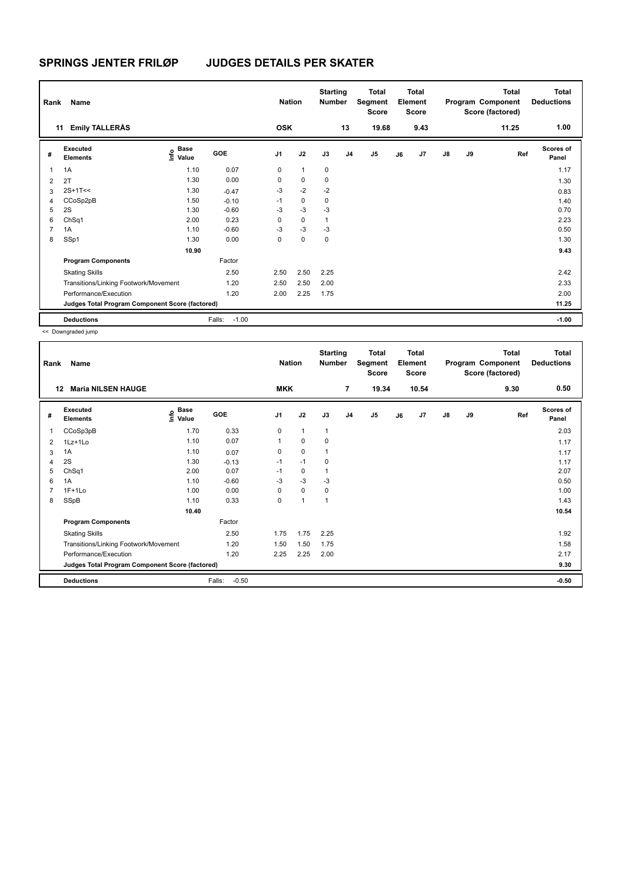# SPRINGS JENTER FRILØP JUDGES DETAILS PER SKATER

| Rank | Name | Nation | Starting Number | Total Segment Score | Total Element Score | Total Program Component Score (factored) | Total Deductions |
|---|---|---|---|---|---|---|---|
| 11 | Emily TALLERÅS | OSK | 13 | 19.68 | 9.43 | 11.25 | 1.00 |

| # | Executed Elements | Info | Base Value | GOE | J1 | J2 | J3 | J4 | J5 | J6 | J7 | J8 | J9 | Ref | Scores of Panel |
|---|---|---|---|---|---|---|---|---|---|---|---|---|---|---|---|
| 1 | 1A | | 1.10 | 0.07 | 0 | 1 | 0 | | | | | | | | 1.17 |
| 2 | 2T | | 1.30 | 0.00 | 0 | 0 | 0 | | | | | | | | 1.30 |
| 3 | 2S+1T<< | | 1.30 | -0.47 | -3 | -2 | -2 | | | | | | | | 0.83 |
| 4 | CCoSp2pB | | 1.50 | -0.10 | -1 | 0 | 0 | | | | | | | | 1.40 |
| 5 | 2S | | 1.30 | -0.60 | -3 | -3 | -3 | | | | | | | | 0.70 |
| 6 | ChSq1 | | 2.00 | 0.23 | 0 | 0 | 1 | | | | | | | | 2.23 |
| 7 | 1A | | 1.10 | -0.60 | -3 | -3 | -3 | | | | | | | | 0.50 |
| 8 | SSp1 | | 1.30 | 0.00 | 0 | 0 | 0 | | | | | | | | 1.30 |
| | | | 10.90 | | | | | | | | | | | | 9.43 |
| | **Program Components** | | | Factor | | | | | | | | | | | |
| | Skating Skills | | | 2.50 | 2.50 | 2.50 | 2.25 | | | | | | | | 2.42 |
| | Transitions/Linking Footwork/Movement | | | 1.20 | 2.50 | 2.50 | 2.00 | | | | | | | | 2.33 |
| | Performance/Execution | | | 1.20 | 2.00 | 2.25 | 1.75 | | | | | | | | 2.00 |
| | **Judges Total Program Component Score (factored)** | | | | | | | | | | | | | | 11.25 |
| | **Deductions** | | | Falls: -1.00 | | | | | | | | | | | -1.00 |

<< Downgraded jump

| Rank | Name | Nation | Starting Number | Total Segment Score | Total Element Score | Total Program Component Score (factored) | Total Deductions |
|---|---|---|---|---|---|---|---|
| 12 | Maria NILSEN HAUGE | MKK | 7 | 19.34 | 10.54 | 9.30 | 0.50 |

| # | Executed Elements | Info | Base Value | GOE | J1 | J2 | J3 | J4 | J5 | J6 | J7 | J8 | J9 | Ref | Scores of Panel |
|---|---|---|---|---|---|---|---|---|---|---|---|---|---|---|---|
| 1 | CCoSp3pB | | 1.70 | 0.33 | 0 | 1 | 1 | | | | | | | | 2.03 |
| 2 | 1Lz+1Lo | | 1.10 | 0.07 | 1 | 0 | 0 | | | | | | | | 1.17 |
| 3 | 1A | | 1.10 | 0.07 | 0 | 0 | 1 | | | | | | | | 1.17 |
| 4 | 2S | | 1.30 | -0.13 | -1 | -1 | 0 | | | | | | | | 1.17 |
| 5 | ChSq1 | | 2.00 | 0.07 | -1 | 0 | 1 | | | | | | | | 2.07 |
| 6 | 1A | | 1.10 | -0.60 | -3 | -3 | -3 | | | | | | | | 0.50 |
| 7 | 1F+1Lo | | 1.00 | 0.00 | 0 | 0 | 0 | | | | | | | | 1.00 |
| 8 | SSpB | | 1.10 | 0.33 | 0 | 1 | 1 | | | | | | | | 1.43 |
| | | | 10.40 | | | | | | | | | | | | 10.54 |
| | **Program Components** | | | Factor | | | | | | | | | | | |
| | Skating Skills | | | 2.50 | 1.75 | 1.75 | 2.25 | | | | | | | | 1.92 |
| | Transitions/Linking Footwork/Movement | | | 1.20 | 1.50 | 1.50 | 1.75 | | | | | | | | 1.58 |
| | Performance/Execution | | | 1.20 | 2.25 | 2.25 | 2.00 | | | | | | | | 2.17 |
| | **Judges Total Program Component Score (factored)** | | | | | | | | | | | | | | 9.30 |
| | **Deductions** | | | Falls: -0.50 | | | | | | | | | | | -0.50 |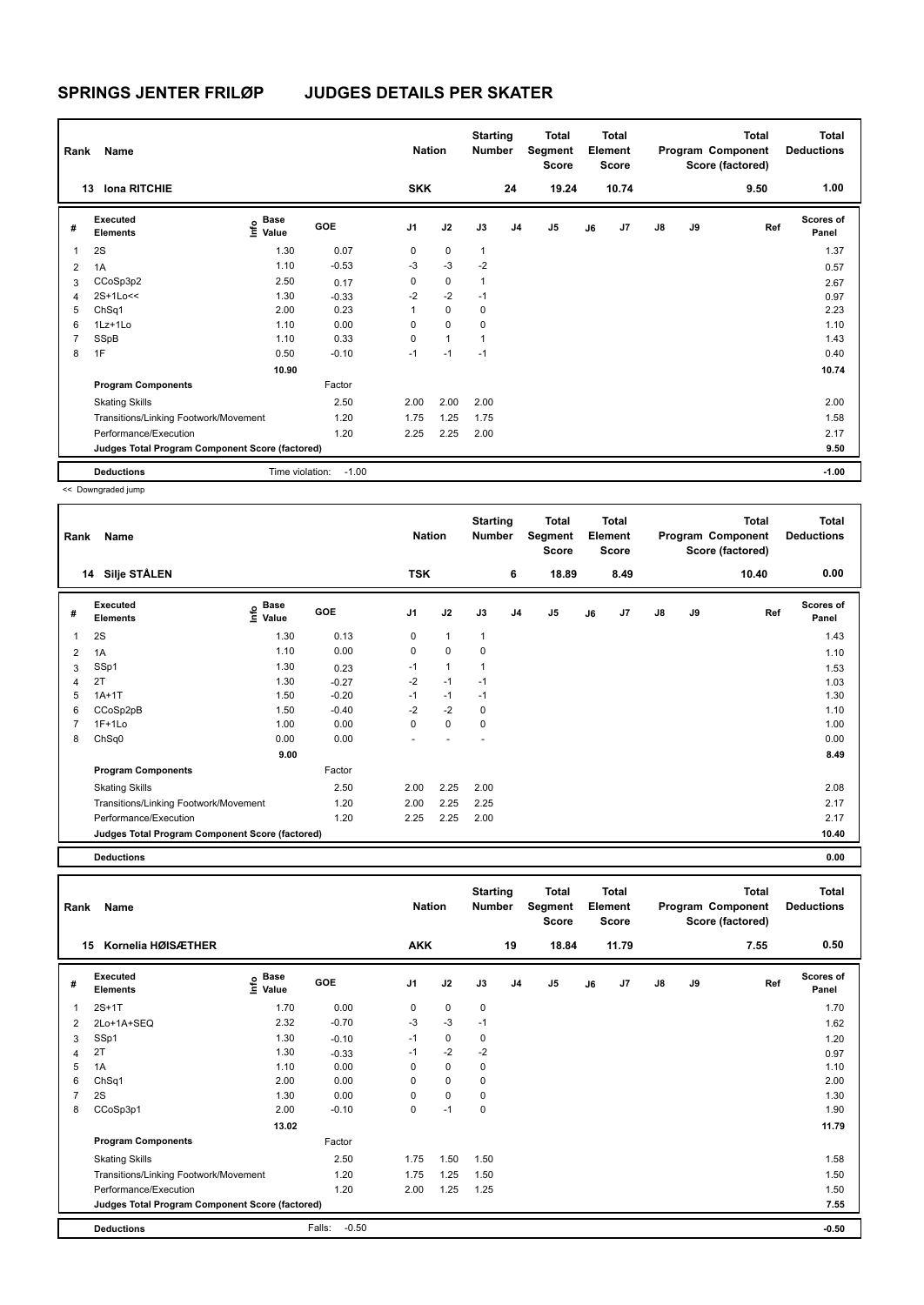# SPRINGS JENTER FRILØP JUDGES DETAILS PER SKATER

| Rank | Name | Nation | Starting Number | Total Segment Score | Total Element Score | Total Program Component Score (factored) | Total Deductions |
|---|---|---|---|---|---|---|---|
| 13 | Iona RITCHIE | SKK | 24 | 19.24 | 10.74 | 9.50 | 1.00 |

| # | Executed Elements | Info | Base Value | GOE | J1 | J2 | J3 | J4 | J5 | J6 | J7 | J8 | J9 | Ref | Scores of Panel |
|---|---|---|---|---|---|---|---|---|---|---|---|---|---|---|---|
| 1 | 2S | | 1.30 | 0.07 | 0 | 0 | 1 | | | | | | | | 1.37 |
| 2 | 1A | | 1.10 | -0.53 | -3 | -3 | -2 | | | | | | | | 0.57 |
| 3 | CCoSp3p2 | | 2.50 | 0.17 | 0 | 0 | 1 | | | | | | | | 2.67 |
| 4 | 2S+1Lo<< | | 1.30 | -0.33 | -2 | -2 | -1 | | | | | | | | 0.97 |
| 5 | ChSq1 | | 2.00 | 0.23 | 1 | 0 | 0 | | | | | | | | 2.23 |
| 6 | 1Lz+1Lo | | 1.10 | 0.00 | 0 | 0 | 0 | | | | | | | | 1.10 |
| 7 | SSpB | | 1.10 | 0.33 | 0 | 1 | 1 | | | | | | | | 1.43 |
| 8 | 1F | | 0.50 | -0.10 | -1 | -1 | -1 | | | | | | | | 0.40 |
| | | | 10.90 | | | | | | | | | | | | 10.74 |
| | **Program Components** | | | Factor | | | | | | | | | | | |
| | Skating Skills | | | 2.50 | 2.00 | 2.00 | 2.00 | | | | | | | | 2.00 |
| | Transitions/Linking Footwork/Movement | | | 1.20 | 1.75 | 1.25 | 1.75 | | | | | | | | 1.58 |
| | Performance/Execution | | | 1.20 | 2.25 | 2.25 | 2.00 | | | | | | | | 2.17 |
| | **Judges Total Program Component Score (factored)** | | | | | | | | | | | | | | 9.50 |
| | **Deductions** | | Time violation: | -1.00 | | | | | | | | | | | -1.00 |

<< Downgraded jump

| Rank | Name | Nation | Starting Number | Total Segment Score | Total Element Score | Total Program Component Score (factored) | Total Deductions |
|---|---|---|---|---|---|---|---|
| 14 | Silje STÅLEN | TSK | 6 | 18.89 | 8.49 | 10.40 | 0.00 |

| # | Executed Elements | Info | Base Value | GOE | J1 | J2 | J3 | J4 | J5 | J6 | J7 | J8 | J9 | Ref | Scores of Panel |
|---|---|---|---|---|---|---|---|---|---|---|---|---|---|---|---|
| 1 | 2S | | 1.30 | 0.13 | 0 | 1 | 1 | | | | | | | | 1.43 |
| 2 | 1A | | 1.10 | 0.00 | 0 | 0 | 0 | | | | | | | | 1.10 |
| 3 | SSp1 | | 1.30 | 0.23 | -1 | 1 | 1 | | | | | | | | 1.53 |
| 4 | 2T | | 1.30 | -0.27 | -2 | -1 | -1 | | | | | | | | 1.03 |
| 5 | 1A+1T | | 1.50 | -0.20 | -1 | -1 | -1 | | | | | | | | 1.30 |
| 6 | CCoSp2pB | | 1.50 | -0.40 | -2 | -2 | 0 | | | | | | | | 1.10 |
| 7 | 1F+1Lo | | 1.00 | 0.00 | 0 | 0 | 0 | | | | | | | | 1.00 |
| 8 | ChSq0 | | 0.00 | 0.00 | - | - | - | | | | | | | | 0.00 |
| | | | 9.00 | | | | | | | | | | | | 8.49 |
| | **Program Components** | | | Factor | | | | | | | | | | | |
| | Skating Skills | | | 2.50 | 2.00 | 2.25 | 2.00 | | | | | | | | 2.08 |
| | Transitions/Linking Footwork/Movement | | | 1.20 | 2.00 | 2.25 | 2.25 | | | | | | | | 2.17 |
| | Performance/Execution | | | 1.20 | 2.25 | 2.25 | 2.00 | | | | | | | | 2.17 |
| | **Judges Total Program Component Score (factored)** | | | | | | | | | | | | | | 10.40 |
| | **Deductions** | | | | | | | | | | | | | | 0.00 |

| Rank | Name | Nation | Starting Number | Total Segment Score | Total Element Score | Total Program Component Score (factored) | Total Deductions |
|---|---|---|---|---|---|---|---|
| 15 | Kornelia HØISÆTHER | AKK | 19 | 18.84 | 11.79 | 7.55 | 0.50 |

| # | Executed Elements | Info | Base Value | GOE | J1 | J2 | J3 | J4 | J5 | J6 | J7 | J8 | J9 | Ref | Scores of Panel |
|---|---|---|---|---|---|---|---|---|---|---|---|---|---|---|---|
| 1 | 2S+1T | | 1.70 | 0.00 | 0 | 0 | 0 | | | | | | | | 1.70 |
| 2 | 2Lo+1A+SEQ | | 2.32 | -0.70 | -3 | -3 | -1 | | | | | | | | 1.62 |
| 3 | SSp1 | | 1.30 | -0.10 | -1 | 0 | 0 | | | | | | | | 1.20 |
| 4 | 2T | | 1.30 | -0.33 | -1 | -2 | -2 | | | | | | | | 0.97 |
| 5 | 1A | | 1.10 | 0.00 | 0 | 0 | 0 | | | | | | | | 1.10 |
| 6 | ChSq1 | | 2.00 | 0.00 | 0 | 0 | 0 | | | | | | | | 2.00 |
| 7 | 2S | | 1.30 | 0.00 | 0 | 0 | 0 | | | | | | | | 1.30 |
| 8 | CCoSp3p1 | | 2.00 | -0.10 | 0 | -1 | 0 | | | | | | | | 1.90 |
| | | | 13.02 | | | | | | | | | | | | 11.79 |
| | **Program Components** | | | Factor | | | | | | | | | | | |
| | Skating Skills | | | 2.50 | 1.75 | 1.50 | 1.50 | | | | | | | | 1.58 |
| | Transitions/Linking Footwork/Movement | | | 1.20 | 1.75 | 1.25 | 1.50 | | | | | | | | 1.50 |
| | Performance/Execution | | | 1.20 | 2.00 | 1.25 | 1.25 | | | | | | | | 1.50 |
| | **Judges Total Program Component Score (factored)** | | | | | | | | | | | | | | 7.55 |
| | **Deductions** | | Falls: | -0.50 | | | | | | | | | | | -0.50 |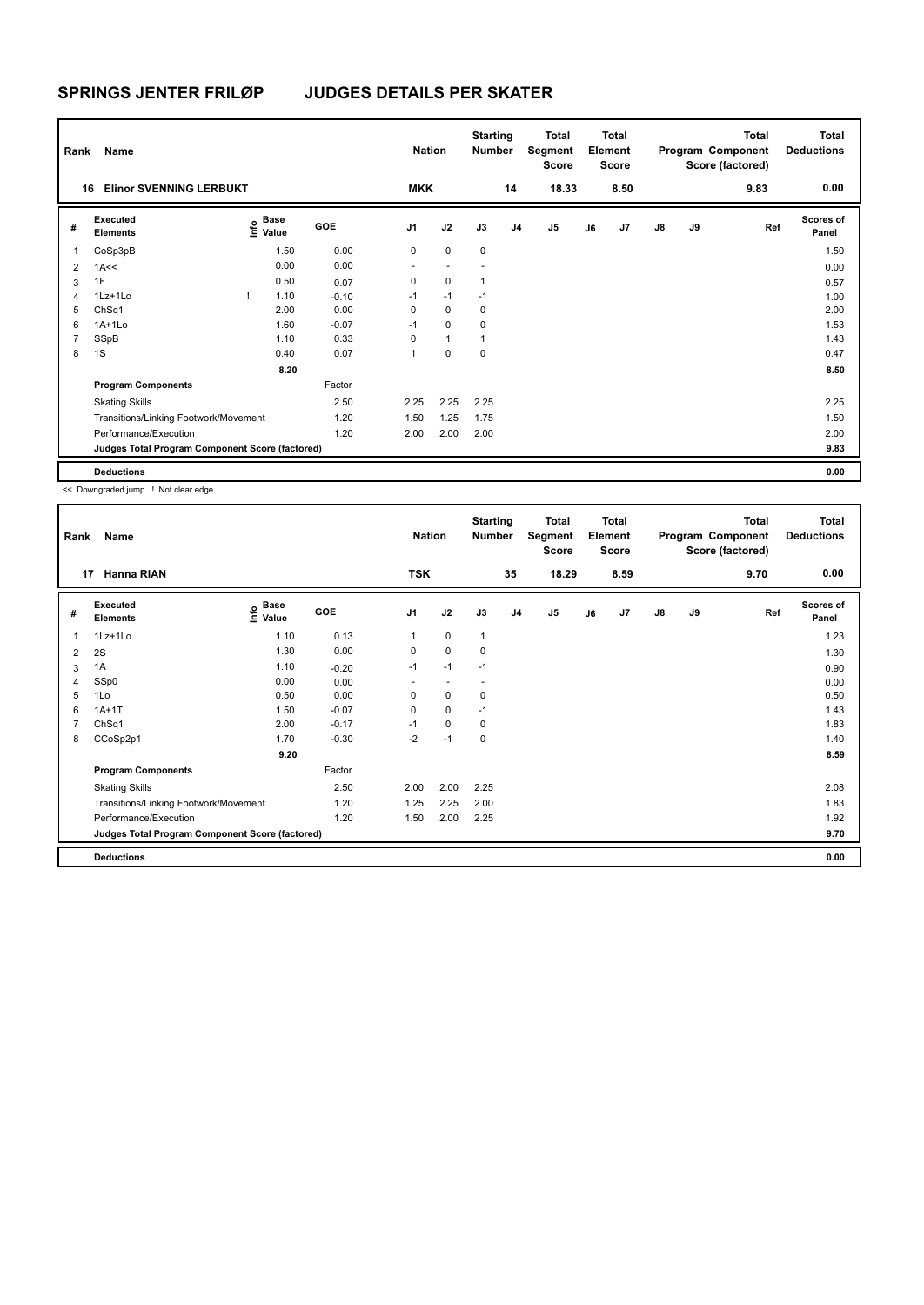# SPRINGS JENTER FRILØP JUDGES DETAILS PER SKATER

| Rank | Name | Nation | Starting Number | Total Segment Score | Total Element Score | Total Program Component Score (factored) | Total Deductions |
|---|---|---|---|---|---|---|---|
| 16 | Elinor SVENNING LERBUKT | MKK | 14 | 18.33 | 8.50 | 9.83 | 0.00 |

| # | Executed Elements | Info | Base Value | GOE | J1 | J2 | J3 | J4 | J5 | J6 | J7 | J8 | J9 | Ref | Scores of Panel |
|---|---|---|---|---|---|---|---|---|---|---|---|---|---|---|---|
| 1 | CoSp3pB | | 1.50 | 0.00 | 0 | 0 | 0 | | | | | | | | 1.50 |
| 2 | 1A<< | | 0.00 | 0.00 | - | - | - | | | | | | | | 0.00 |
| 3 | 1F | | 0.50 | 0.07 | 0 | 0 | 1 | | | | | | | | 0.57 |
| 4 | 1Lz+1Lo | ! | 1.10 | -0.10 | -1 | -1 | -1 | | | | | | | | 1.00 |
| 5 | ChSq1 | | 2.00 | 0.00 | 0 | 0 | 0 | | | | | | | | 2.00 |
| 6 | 1A+1Lo | | 1.60 | -0.07 | -1 | 0 | 0 | | | | | | | | 1.53 |
| 7 | SSpB | | 1.10 | 0.33 | 0 | 1 | 1 | | | | | | | | 1.43 |
| 8 | 1S | | 0.40 | 0.07 | 1 | 0 | 0 | | | | | | | | 0.47 |
| | | | 8.20 | | | | | | | | | | | | 8.50 |
| | **Program Components** | | | Factor | | | | | | | | | | | |
| | Skating Skills | | | 2.50 | 2.25 | 2.25 | 2.25 | | | | | | | | 2.25 |
| | Transitions/Linking Footwork/Movement | | | 1.20 | 1.50 | 1.25 | 1.75 | | | | | | | | 1.50 |
| | Performance/Execution | | | 1.20 | 2.00 | 2.00 | 2.00 | | | | | | | | 2.00 |
| | **Judges Total Program Component Score (factored)** | | | | | | | | | | | | | | 9.83 |
| | **Deductions** | | | | | | | | | | | | | | 0.00 |

<< Downgraded jump ! Not clear edge

| Rank | Name | Nation | Starting Number | Total Segment Score | Total Element Score | Total Program Component Score (factored) | Total Deductions |
|---|---|---|---|---|---|---|---|
| 17 | Hanna RIAN | TSK | 35 | 18.29 | 8.59 | 9.70 | 0.00 |

| # | Executed Elements | Info | Base Value | GOE | J1 | J2 | J3 | J4 | J5 | J6 | J7 | J8 | J9 | Ref | Scores of Panel |
|---|---|---|---|---|---|---|---|---|---|---|---|---|---|---|---|
| 1 | 1Lz+1Lo | | 1.10 | 0.13 | 1 | 0 | 1 | | | | | | | | 1.23 |
| 2 | 2S | | 1.30 | 0.00 | 0 | 0 | 0 | | | | | | | | 1.30 |
| 3 | 1A | | 1.10 | -0.20 | -1 | -1 | -1 | | | | | | | | 0.90 |
| 4 | SSp0 | | 0.00 | 0.00 | - | - | - | | | | | | | | 0.00 |
| 5 | 1Lo | | 0.50 | 0.00 | 0 | 0 | 0 | | | | | | | | 0.50 |
| 6 | 1A+1T | | 1.50 | -0.07 | 0 | 0 | -1 | | | | | | | | 1.43 |
| 7 | ChSq1 | | 2.00 | -0.17 | -1 | 0 | 0 | | | | | | | | 1.83 |
| 8 | CCoSp2p1 | | 1.70 | -0.30 | -2 | -1 | 0 | | | | | | | | 1.40 |
| | | | 9.20 | | | | | | | | | | | | 8.59 |
| | **Program Components** | | | Factor | | | | | | | | | | | |
| | Skating Skills | | | 2.50 | 2.00 | 2.00 | 2.25 | | | | | | | | 2.08 |
| | Transitions/Linking Footwork/Movement | | | 1.20 | 1.25 | 2.25 | 2.00 | | | | | | | | 1.83 |
| | Performance/Execution | | | 1.20 | 1.50 | 2.00 | 2.25 | | | | | | | | 1.92 |
| | **Judges Total Program Component Score (factored)** | | | | | | | | | | | | | | 9.70 |
| | **Deductions** | | | | | | | | | | | | | | 0.00 |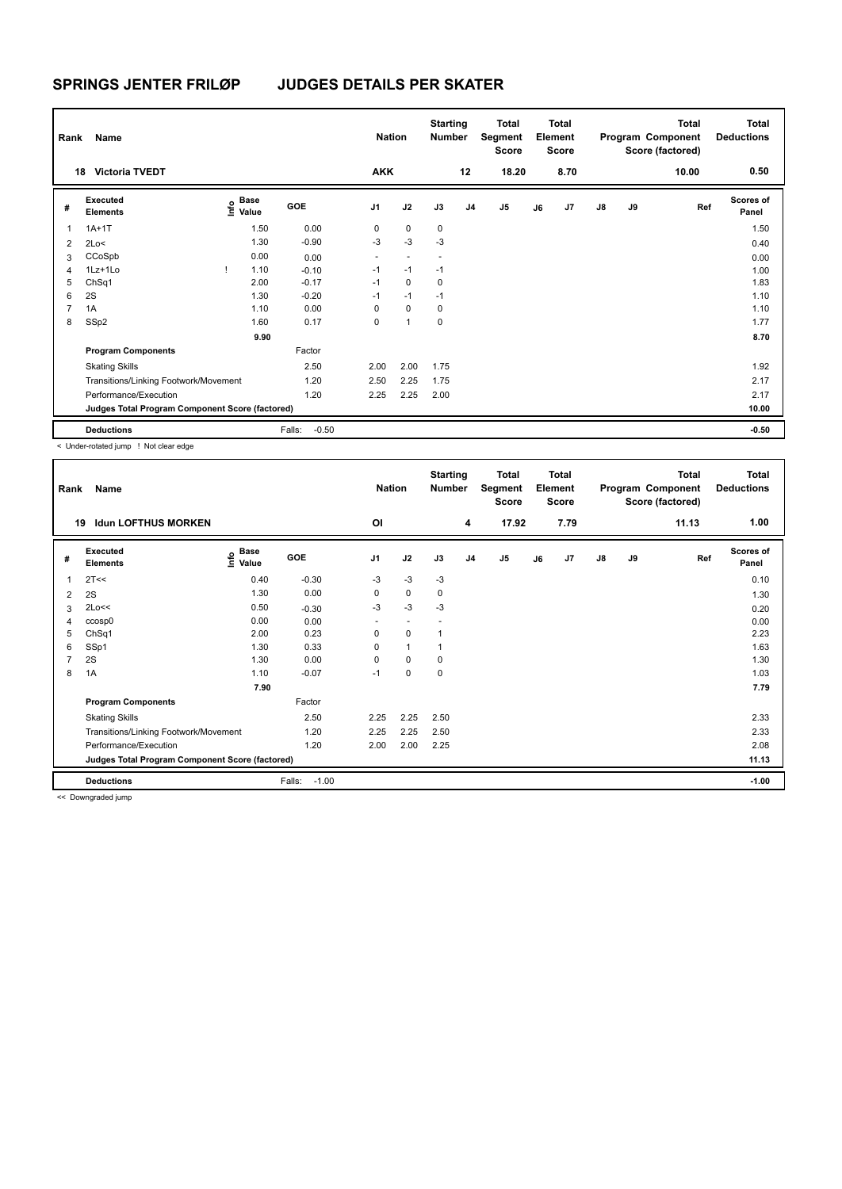# SPRINGS JENTER FRILØP JUDGES DETAILS PER SKATER

| Rank | Name | Nation | Starting Number | Total Segment Score | Total Element Score | Total Program Component Score (factored) | Total Deductions |
|---|---|---|---|---|---|---|---|
| 18 | Victoria TVEDT | AKK | 12 | 18.20 | 8.70 | 10.00 | 0.50 |

| # | Executed Elements | Info | Base Value | GOE | J1 | J2 | J3 | J4 | J5 | J6 | J7 | J8 | J9 | Ref | Scores of Panel |
|---|---|---|---|---|---|---|---|---|---|---|---|---|---|---|---|
| 1 | 1A+1T | | 1.50 | 0.00 | 0 | 0 | 0 | | | | | | | | 1.50 |
| 2 | 2Lo< | | 1.30 | -0.90 | -3 | -3 | -3 | | | | | | | | 0.40 |
| 3 | CCoSpb | | 0.00 | 0.00 | - | - | - | | | | | | | | 0.00 |
| 4 | 1Lz+1Lo | ! | 1.10 | -0.10 | -1 | -1 | -1 | | | | | | | | 1.00 |
| 5 | ChSq1 | | 2.00 | -0.17 | -1 | 0 | 0 | | | | | | | | 1.83 |
| 6 | 2S | | 1.30 | -0.20 | -1 | -1 | -1 | | | | | | | | 1.10 |
| 7 | 1A | | 1.10 | 0.00 | 0 | 0 | 0 | | | | | | | | 1.10 |
| 8 | SSp2 | | 1.60 | 0.17 | 0 | 1 | 0 | | | | | | | | 1.77 |
| | | | 9.90 | | | | | | | | | | | | 8.70 |
| | **Program Components** | | | Factor | | | | | | | | | | | |
| | Skating Skills | | | 2.50 | 2.00 | 2.00 | 1.75 | | | | | | | | 1.92 |
| | Transitions/Linking Footwork/Movement | | | 1.20 | 2.50 | 2.25 | 1.75 | | | | | | | | 2.17 |
| | Performance/Execution | | | 1.20 | 2.25 | 2.25 | 2.00 | | | | | | | | 2.17 |
| | **Judges Total Program Component Score (factored)** | | | | | | | | | | | | | | 10.00 |
| | **Deductions** | | | Falls: -0.50 | | | | | | | | | | | -0.50 |

< Under-rotated jump ! Not clear edge

| Rank | Name | Nation | Starting Number | Total Segment Score | Total Element Score | Total Program Component Score (factored) | Total Deductions |
|---|---|---|---|---|---|---|---|
| 19 | Idun LOFTHUS MORKEN | OI | 4 | 17.92 | 7.79 | 11.13 | 1.00 |

| # | Executed Elements | Info | Base Value | GOE | J1 | J2 | J3 | J4 | J5 | J6 | J7 | J8 | J9 | Ref | Scores of Panel |
|---|---|---|---|---|---|---|---|---|---|---|---|---|---|---|---|
| 1 | 2T<< | | 0.40 | -0.30 | -3 | -3 | -3 | | | | | | | | 0.10 |
| 2 | 2S | | 1.30 | 0.00 | 0 | 0 | 0 | | | | | | | | 1.30 |
| 3 | 2Lo<< | | 0.50 | -0.30 | -3 | -3 | -3 | | | | | | | | 0.20 |
| 4 | ccosp0 | | 0.00 | 0.00 | - | - | - | | | | | | | | 0.00 |
| 5 | ChSq1 | | 2.00 | 0.23 | 0 | 0 | 1 | | | | | | | | 2.23 |
| 6 | SSp1 | | 1.30 | 0.33 | 0 | 1 | 1 | | | | | | | | 1.63 |
| 7 | 2S | | 1.30 | 0.00 | 0 | 0 | 0 | | | | | | | | 1.30 |
| 8 | 1A | | 1.10 | -0.07 | -1 | 0 | 0 | | | | | | | | 1.03 |
| | | | 7.90 | | | | | | | | | | | | 7.79 |
| | **Program Components** | | | Factor | | | | | | | | | | | |
| | Skating Skills | | | 2.50 | 2.25 | 2.25 | 2.50 | | | | | | | | 2.33 |
| | Transitions/Linking Footwork/Movement | | | 1.20 | 2.25 | 2.25 | 2.50 | | | | | | | | 2.33 |
| | Performance/Execution | | | 1.20 | 2.00 | 2.00 | 2.25 | | | | | | | | 2.08 |
| | **Judges Total Program Component Score (factored)** | | | | | | | | | | | | | | 11.13 |
| | **Deductions** | | | Falls: -1.00 | | | | | | | | | | | -1.00 |

<< Downgraded jump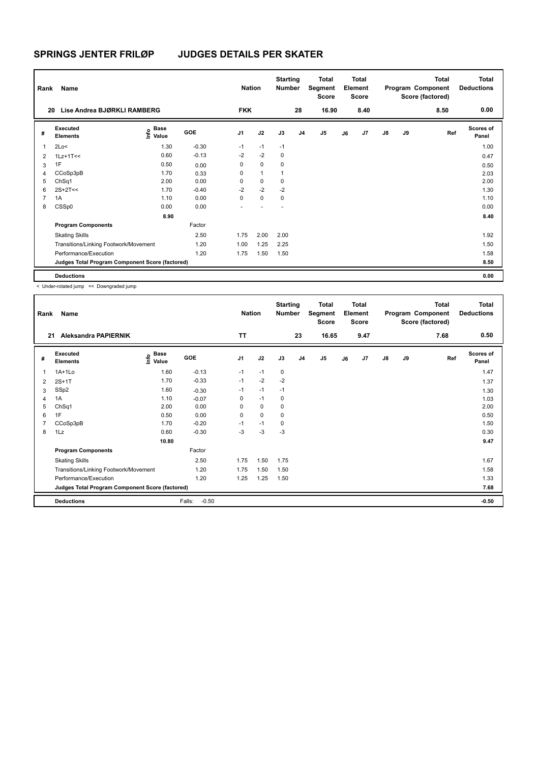# SPRINGS JENTER FRILØP JUDGES DETAILS PER SKATER

| Rank | Name | Nation | Starting Number | Total Segment Score | Total Element Score | Total Program Component Score (factored) | Total Deductions |
|---|---|---|---|---|---|---|---|
| 20 | Lise Andrea BJØRKLI RAMBERG | FKK | 28 | 16.90 | 8.40 | 8.50 | 0.00 |

| # | Executed Elements | Info | Base Value | GOE | J1 | J2 | J3 | J4 | J5 | J6 | J7 | J8 | J9 | Ref | Scores of Panel |
|---|---|---|---|---|---|---|---|---|---|---|---|---|---|---|---|
| 1 | 2Lo< | | 1.30 | -0.30 | -1 | -1 | -1 | | | | | | | | 1.00 |
| 2 | 1Lz+1T<< | | 0.60 | -0.13 | -2 | -2 | 0 | | | | | | | | 0.47 |
| 3 | 1F | | 0.50 | 0.00 | 0 | 0 | 0 | | | | | | | | 0.50 |
| 4 | CCoSp3pB | | 1.70 | 0.33 | 0 | 1 | 1 | | | | | | | | 2.03 |
| 5 | ChSq1 | | 2.00 | 0.00 | 0 | 0 | 0 | | | | | | | | 2.00 |
| 6 | 2S+2T<< | | 1.70 | -0.40 | -2 | -2 | -2 | | | | | | | | 1.30 |
| 7 | 1A | | 1.10 | 0.00 | 0 | 0 | 0 | | | | | | | | 1.10 |
| 8 | CSSp0 | | 0.00 | 0.00 | - | - | - | | | | | | | | 0.00 |
| | | | 8.90 | | | | | | | | | | | | 8.40 |
| | **Program Components** | | | Factor | | | | | | | | | | | |
| | Skating Skills | | | 2.50 | 1.75 | 2.00 | 2.00 | | | | | | | | 1.92 |
| | Transitions/Linking Footwork/Movement | | | 1.20 | 1.00 | 1.25 | 2.25 | | | | | | | | 1.50 |
| | Performance/Execution | | | 1.20 | 1.75 | 1.50 | 1.50 | | | | | | | | 1.58 |
| | **Judges Total Program Component Score (factored)** | | | | | | | | | | | | | | 8.50 |
| | **Deductions** | | | | | | | | | | | | | | 0.00 |

< Under-rotated jump << Downgraded jump

| Rank | Name | Nation | Starting Number | Total Segment Score | Total Element Score | Total Program Component Score (factored) | Total Deductions |
|---|---|---|---|---|---|---|---|
| 21 | Aleksandra PAPIERNIK | TT | 23 | 16.65 | 9.47 | 7.68 | 0.50 |

| # | Executed Elements | Info | Base Value | GOE | J1 | J2 | J3 | J4 | J5 | J6 | J7 | J8 | J9 | Ref | Scores of Panel |
|---|---|---|---|---|---|---|---|---|---|---|---|---|---|---|---|
| 1 | 1A+1Lo | | 1.60 | -0.13 | -1 | -1 | 0 | | | | | | | | 1.47 |
| 2 | 2S+1T | | 1.70 | -0.33 | -1 | -2 | -2 | | | | | | | | 1.37 |
| 3 | SSp2 | | 1.60 | -0.30 | -1 | -1 | -1 | | | | | | | | 1.30 |
| 4 | 1A | | 1.10 | -0.07 | 0 | -1 | 0 | | | | | | | | 1.03 |
| 5 | ChSq1 | | 2.00 | 0.00 | 0 | 0 | 0 | | | | | | | | 2.00 |
| 6 | 1F | | 0.50 | 0.00 | 0 | 0 | 0 | | | | | | | | 0.50 |
| 7 | CCoSp3pB | | 1.70 | -0.20 | -1 | -1 | 0 | | | | | | | | 1.50 |
| 8 | 1Lz | | 0.60 | -0.30 | -3 | -3 | -3 | | | | | | | | 0.30 |
| | | | 10.80 | | | | | | | | | | | | 9.47 |
| | **Program Components** | | | Factor | | | | | | | | | | | |
| | Skating Skills | | | 2.50 | 1.75 | 1.50 | 1.75 | | | | | | | | 1.67 |
| | Transitions/Linking Footwork/Movement | | | 1.20 | 1.75 | 1.50 | 1.50 | | | | | | | | 1.58 |
| | Performance/Execution | | | 1.20 | 1.25 | 1.25 | 1.50 | | | | | | | | 1.33 |
| | **Judges Total Program Component Score (factored)** | | | | | | | | | | | | | | 7.68 |
| | **Deductions** | | | Falls: -0.50 | | | | | | | | | | | -0.50 |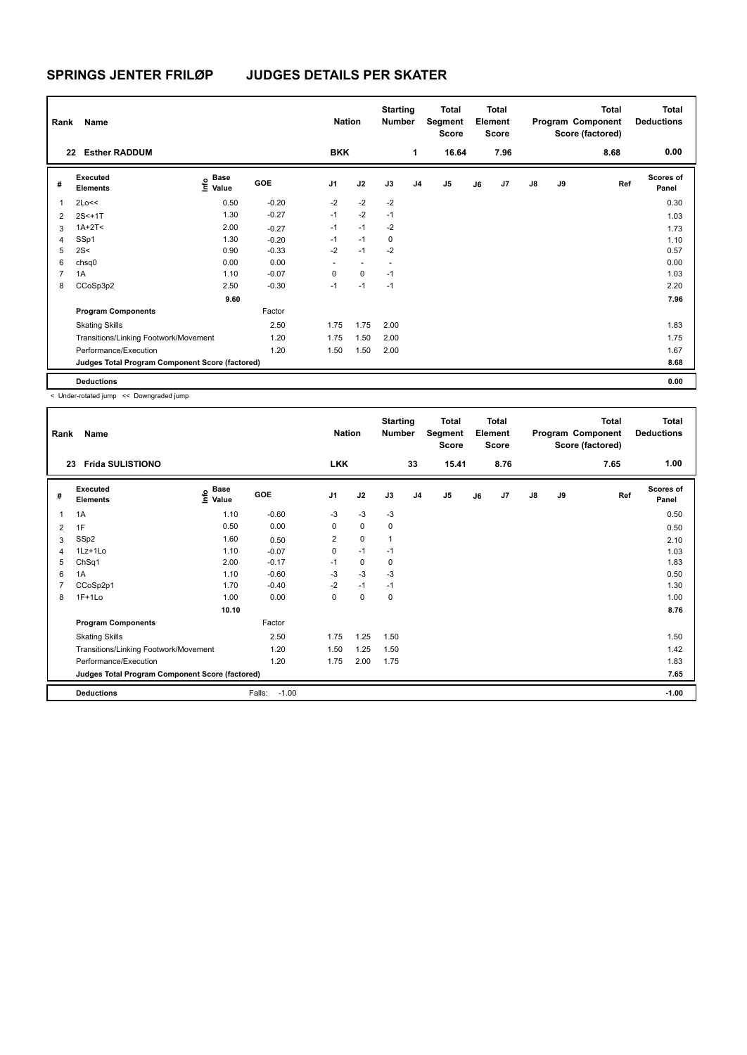# SPRINGS JENTER FRILØP JUDGES DETAILS PER SKATER

| Rank | Name | Nation | Starting Number | Total Segment Score | Total Element Score | Total Program Component Score (factored) | Total Deductions |
|---|---|---|---|---|---|---|---|
| 22 | Esther RADDUM | BKK | 1 | 16.64 | 7.96 | 8.68 | 0.00 |

| # | Executed Elements | Info | Base Value | GOE | J1 | J2 | J3 | J4 | J5 | J6 | J7 | J8 | J9 | Ref | Scores of Panel |
|---|---|---|---|---|---|---|---|---|---|---|---|---|---|---|---|
| 1 | 2Lo<< | | 0.50 | -0.20 | -2 | -2 | -2 | | | | | | | | 0.30 |
| 2 | 2S<+1T | | 1.30 | -0.27 | -1 | -2 | -1 | | | | | | | | 1.03 |
| 3 | 1A+2T< | | 2.00 | -0.27 | -1 | -1 | -2 | | | | | | | | 1.73 |
| 4 | SSp1 | | 1.30 | -0.20 | -1 | -1 | 0 | | | | | | | | 1.10 |
| 5 | 2S< | | 0.90 | -0.33 | -2 | -1 | -2 | | | | | | | | 0.57 |
| 6 | chsq0 | | 0.00 | 0.00 | - | - | - | | | | | | | | 0.00 |
| 7 | 1A | | 1.10 | -0.07 | 0 | 0 | -1 | | | | | | | | 1.03 |
| 8 | CCoSp3p2 | | 2.50 | -0.30 | -1 | -1 | -1 | | | | | | | | 2.20 |
| | | | 9.60 | | | | | | | | | | | | 7.96 |
| | **Program Components** | | | Factor | | | | | | | | | | | |
| | Skating Skills | | | 2.50 | 1.75 | 1.75 | 2.00 | | | | | | | | 1.83 |
| | Transitions/Linking Footwork/Movement | | | 1.20 | 1.75 | 1.50 | 2.00 | | | | | | | | 1.75 |
| | Performance/Execution | | | 1.20 | 1.50 | 1.50 | 2.00 | | | | | | | | 1.67 |
| | **Judges Total Program Component Score (factored)** | | | | | | | | | | | | | | 8.68 |
| | **Deductions** | | | | | | | | | | | | | | 0.00 |

< Under-rotated jump << Downgraded jump

| Rank | Name | Nation | Starting Number | Total Segment Score | Total Element Score | Total Program Component Score (factored) | Total Deductions |
|---|---|---|---|---|---|---|---|
| 23 | Frida SULISTIONO | LKK | 33 | 15.41 | 8.76 | 7.65 | 1.00 |

| # | Executed Elements | Info | Base Value | GOE | J1 | J2 | J3 | J4 | J5 | J6 | J7 | J8 | J9 | Ref | Scores of Panel |
|---|---|---|---|---|---|---|---|---|---|---|---|---|---|---|---|
| 1 | 1A | | 1.10 | -0.60 | -3 | -3 | -3 | | | | | | | | 0.50 |
| 2 | 1F | | 0.50 | 0.00 | 0 | 0 | 0 | | | | | | | | 0.50 |
| 3 | SSp2 | | 1.60 | 0.50 | 2 | 0 | 1 | | | | | | | | 2.10 |
| 4 | 1Lz+1Lo | | 1.10 | -0.07 | 0 | -1 | -1 | | | | | | | | 1.03 |
| 5 | ChSq1 | | 2.00 | -0.17 | -1 | 0 | 0 | | | | | | | | 1.83 |
| 6 | 1A | | 1.10 | -0.60 | -3 | -3 | -3 | | | | | | | | 0.50 |
| 7 | CCoSp2p1 | | 1.70 | -0.40 | -2 | -1 | -1 | | | | | | | | 1.30 |
| 8 | 1F+1Lo | | 1.00 | 0.00 | 0 | 0 | 0 | | | | | | | | 1.00 |
| | | | 10.10 | | | | | | | | | | | | 8.76 |
| | **Program Components** | | | Factor | | | | | | | | | | | |
| | Skating Skills | | | 2.50 | 1.75 | 1.25 | 1.50 | | | | | | | | 1.50 |
| | Transitions/Linking Footwork/Movement | | | 1.20 | 1.50 | 1.25 | 1.50 | | | | | | | | 1.42 |
| | Performance/Execution | | | 1.20 | 1.75 | 2.00 | 1.75 | | | | | | | | 1.83 |
| | **Judges Total Program Component Score (factored)** | | | | | | | | | | | | | | 7.65 |
| | **Deductions** | | | Falls: -1.00 | | | | | | | | | | | -1.00 |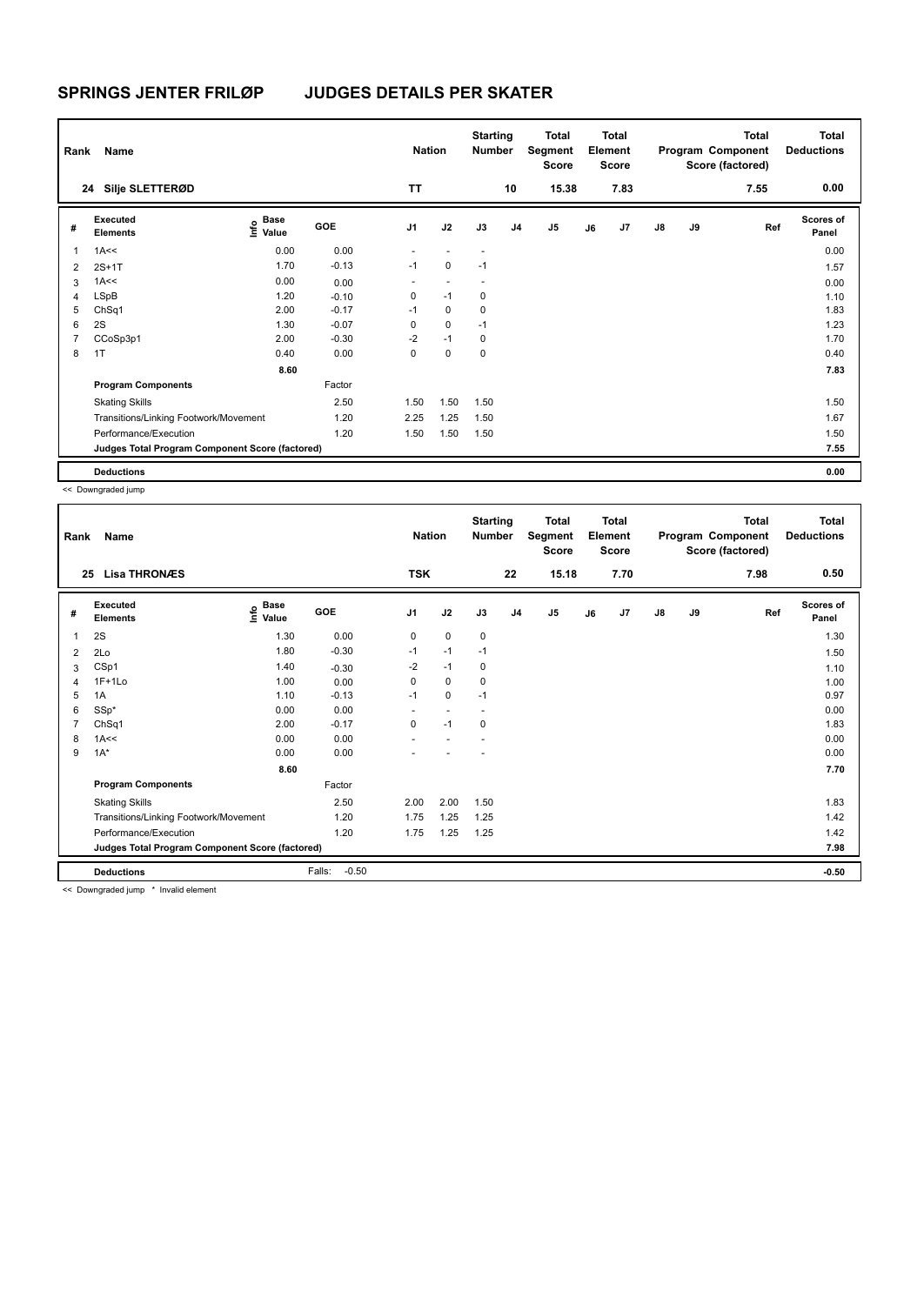# SPRINGS JENTER FRILØP JUDGES DETAILS PER SKATER

| Rank | Name | Nation | Starting Number | Total Segment Score | Total Element Score | Total Program Component Score (factored) | Total Deductions |
|---|---|---|---|---|---|---|---|
| 24 | Silje SLETTERØD | TT | 10 | 15.38 | 7.83 | 7.55 | 0.00 |

| # | Executed Elements | Info | Base Value | GOE | J1 | J2 | J3 | J4 | J5 | J6 | J7 | J8 | J9 | Ref | Scores of Panel |
|---|---|---|---|---|---|---|---|---|---|---|---|---|---|---|---|
| 1 | 1A<< | | 0.00 | 0.00 | - | - | - | | | | | | | | 0.00 |
| 2 | 2S+1T | | 1.70 | -0.13 | -1 | 0 | -1 | | | | | | | | 1.57 |
| 3 | 1A<< | | 0.00 | 0.00 | - | - | - | | | | | | | | 0.00 |
| 4 | LSpB | | 1.20 | -0.10 | 0 | -1 | 0 | | | | | | | | 1.10 |
| 5 | ChSq1 | | 2.00 | -0.17 | -1 | 0 | 0 | | | | | | | | 1.83 |
| 6 | 2S | | 1.30 | -0.07 | 0 | 0 | -1 | | | | | | | | 1.23 |
| 7 | CCoSp3p1 | | 2.00 | -0.30 | -2 | -1 | 0 | | | | | | | | 1.70 |
| 8 | 1T | | 0.40 | 0.00 | 0 | 0 | 0 | | | | | | | | 0.40 |
| | | | 8.60 | | | | | | | | | | | | 7.83 |
| | **Program Components** | | | Factor | | | | | | | | | | | |
| | Skating Skills | | | 2.50 | 1.50 | 1.50 | 1.50 | | | | | | | | 1.50 |
| | Transitions/Linking Footwork/Movement | | | 1.20 | 2.25 | 1.25 | 1.50 | | | | | | | | 1.67 |
| | Performance/Execution | | | 1.20 | 1.50 | 1.50 | 1.50 | | | | | | | | 1.50 |
| | **Judges Total Program Component Score (factored)** | | | | | | | | | | | | | | 7.55 |
| | **Deductions** | | | | | | | | | | | | | | 0.00 |

<< Downgraded jump

| Rank | Name | Nation | Starting Number | Total Segment Score | Total Element Score | Total Program Component Score (factored) | Total Deductions |
|---|---|---|---|---|---|---|---|
| 25 | Lisa THRONÆS | TSK | 22 | 15.18 | 7.70 | 7.98 | 0.50 |

| # | Executed Elements | Info | Base Value | GOE | J1 | J2 | J3 | J4 | J5 | J6 | J7 | J8 | J9 | Ref | Scores of Panel |
|---|---|---|---|---|---|---|---|---|---|---|---|---|---|---|---|
| 1 | 2S | | 1.30 | 0.00 | 0 | 0 | 0 | | | | | | | | 1.30 |
| 2 | 2Lo | | 1.80 | -0.30 | -1 | -1 | -1 | | | | | | | | 1.50 |
| 3 | CSp1 | | 1.40 | -0.30 | -2 | -1 | 0 | | | | | | | | 1.10 |
| 4 | 1F+1Lo | | 1.00 | 0.00 | 0 | 0 | 0 | | | | | | | | 1.00 |
| 5 | 1A | | 1.10 | -0.13 | -1 | 0 | -1 | | | | | | | | 0.97 |
| 6 | SSp* | | 0.00 | 0.00 | - | - | - | | | | | | | | 0.00 |
| 7 | ChSq1 | | 2.00 | -0.17 | 0 | -1 | 0 | | | | | | | | 1.83 |
| 8 | 1A<< | | 0.00 | 0.00 | - | - | - | | | | | | | | 0.00 |
| 9 | 1A* | | 0.00 | 0.00 | - | - | - | | | | | | | | 0.00 |
| | | | 8.60 | | | | | | | | | | | | 7.70 |
| | **Program Components** | | | Factor | | | | | | | | | | | |
| | Skating Skills | | | 2.50 | 2.00 | 2.00 | 1.50 | | | | | | | | 1.83 |
| | Transitions/Linking Footwork/Movement | | | 1.20 | 1.75 | 1.25 | 1.25 | | | | | | | | 1.42 |
| | Performance/Execution | | | 1.20 | 1.75 | 1.25 | 1.25 | | | | | | | | 1.42 |
| | **Judges Total Program Component Score (factored)** | | | | | | | | | | | | | | 7.98 |
| | **Deductions** | | | Falls: -0.50 | | | | | | | | | | | -0.50 |

<< Downgraded jump * Invalid element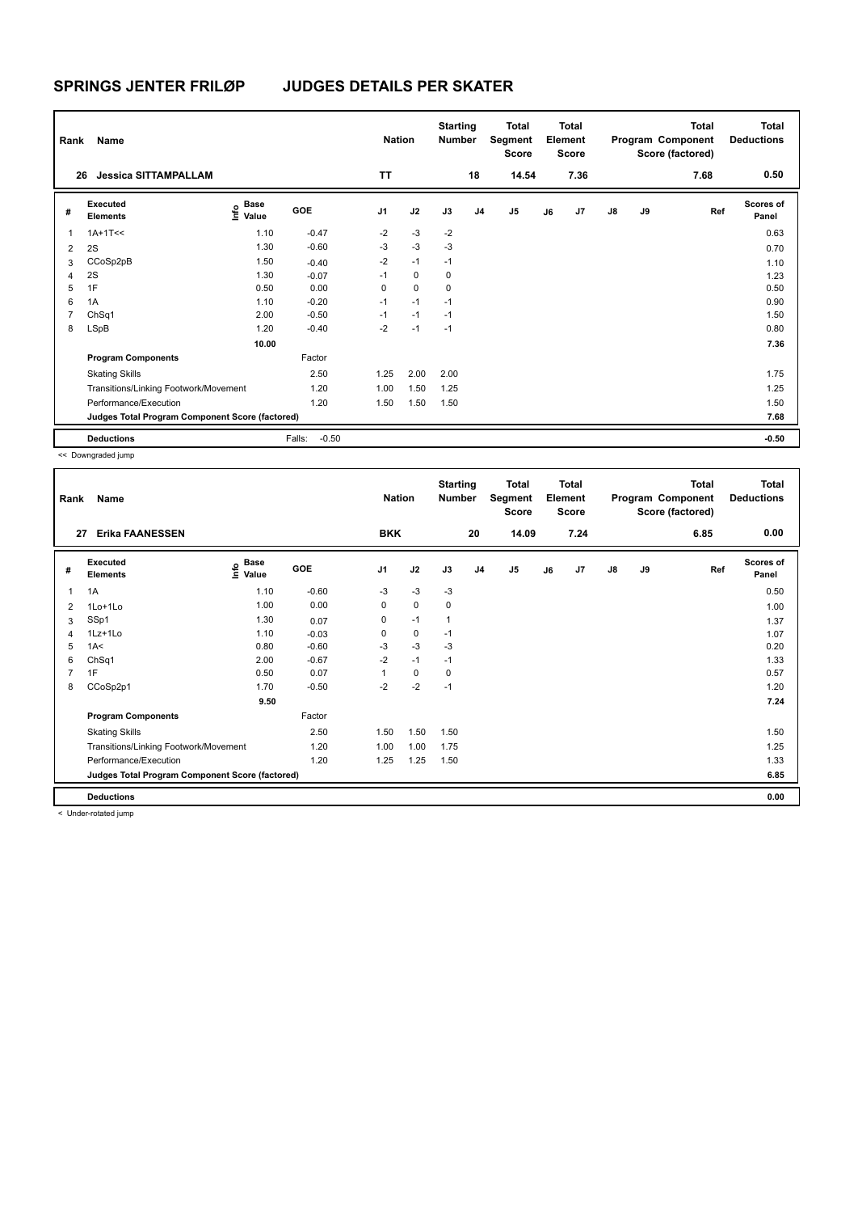# SPRINGS JENTER FRILØP JUDGES DETAILS PER SKATER

| Rank | Name | Nation | Starting Number | Total Segment Score | Total Element Score | Total Program Component Score (factored) | Total Deductions |
|---|---|---|---|---|---|---|---|
| 26 | Jessica SITTAMPALLAM | TT | 18 | 14.54 | 7.36 | 7.68 | 0.50 |

| # | Executed Elements | Info | Base Value | GOE | J1 | J2 | J3 | J4 | J5 | J6 | J7 | J8 | J9 | Ref | Scores of Panel |
|---|---|---|---|---|---|---|---|---|---|---|---|---|---|---|---|
| 1 | 1A+1T<< | | 1.10 | -0.47 | -2 | -3 | -2 | | | | | | | | 0.63 |
| 2 | 2S | | 1.30 | -0.60 | -3 | -3 | -3 | | | | | | | | 0.70 |
| 3 | CCoSp2pB | | 1.50 | -0.40 | -2 | -1 | -1 | | | | | | | | 1.10 |
| 4 | 2S | | 1.30 | -0.07 | -1 | 0 | 0 | | | | | | | | 1.23 |
| 5 | 1F | | 0.50 | 0.00 | 0 | 0 | 0 | | | | | | | | 0.50 |
| 6 | 1A | | 1.10 | -0.20 | -1 | -1 | -1 | | | | | | | | 0.90 |
| 7 | ChSq1 | | 2.00 | -0.50 | -1 | -1 | -1 | | | | | | | | 1.50 |
| 8 | LSpB | | 1.20 | -0.40 | -2 | -1 | -1 | | | | | | | | 0.80 |
| | | | 10.00 | | | | | | | | | | | | 7.36 |
| | **Program Components** | | | Factor | | | | | | | | | | | |
| | Skating Skills | | | 2.50 | 1.25 | 2.00 | 2.00 | | | | | | | | 1.75 |
| | Transitions/Linking Footwork/Movement | | | 1.20 | 1.00 | 1.50 | 1.25 | | | | | | | | 1.25 |
| | Performance/Execution | | | 1.20 | 1.50 | 1.50 | 1.50 | | | | | | | | 1.50 |
| | **Judges Total Program Component Score (factored)** | | | | | | | | | | | | | | 7.68 |
| | **Deductions** | | | Falls: -0.50 | | | | | | | | | | | -0.50 |

<< Downgraded jump

| Rank | Name | Nation | Starting Number | Total Segment Score | Total Element Score | Total Program Component Score (factored) | Total Deductions |
|---|---|---|---|---|---|---|---|
| 27 | Erika FAANESSEN | BKK | 20 | 14.09 | 7.24 | 6.85 | 0.00 |

| # | Executed Elements | Info | Base Value | GOE | J1 | J2 | J3 | J4 | J5 | J6 | J7 | J8 | J9 | Ref | Scores of Panel |
|---|---|---|---|---|---|---|---|---|---|---|---|---|---|---|---|
| 1 | 1A | | 1.10 | -0.60 | -3 | -3 | -3 | | | | | | | | 0.50 |
| 2 | 1Lo+1Lo | | 1.00 | 0.00 | 0 | 0 | 0 | | | | | | | | 1.00 |
| 3 | SSp1 | | 1.30 | 0.07 | 0 | -1 | 1 | | | | | | | | 1.37 |
| 4 | 1Lz+1Lo | | 1.10 | -0.03 | 0 | 0 | -1 | | | | | | | | 1.07 |
| 5 | 1A< | | 0.80 | -0.60 | -3 | -3 | -3 | | | | | | | | 0.20 |
| 6 | ChSq1 | | 2.00 | -0.67 | -2 | -1 | -1 | | | | | | | | 1.33 |
| 7 | 1F | | 0.50 | 0.07 | 1 | 0 | 0 | | | | | | | | 0.57 |
| 8 | CCoSp2p1 | | 1.70 | -0.50 | -2 | -2 | -1 | | | | | | | | 1.20 |
| | | | 9.50 | | | | | | | | | | | | 7.24 |
| | **Program Components** | | | Factor | | | | | | | | | | | |
| | Skating Skills | | | 2.50 | 1.50 | 1.50 | 1.50 | | | | | | | | 1.50 |
| | Transitions/Linking Footwork/Movement | | | 1.20 | 1.00 | 1.00 | 1.75 | | | | | | | | 1.25 |
| | Performance/Execution | | | 1.20 | 1.25 | 1.25 | 1.50 | | | | | | | | 1.33 |
| | **Judges Total Program Component Score (factored)** | | | | | | | | | | | | | | 6.85 |
| | **Deductions** | | | | | | | | | | | | | | 0.00 |

< Under-rotated jump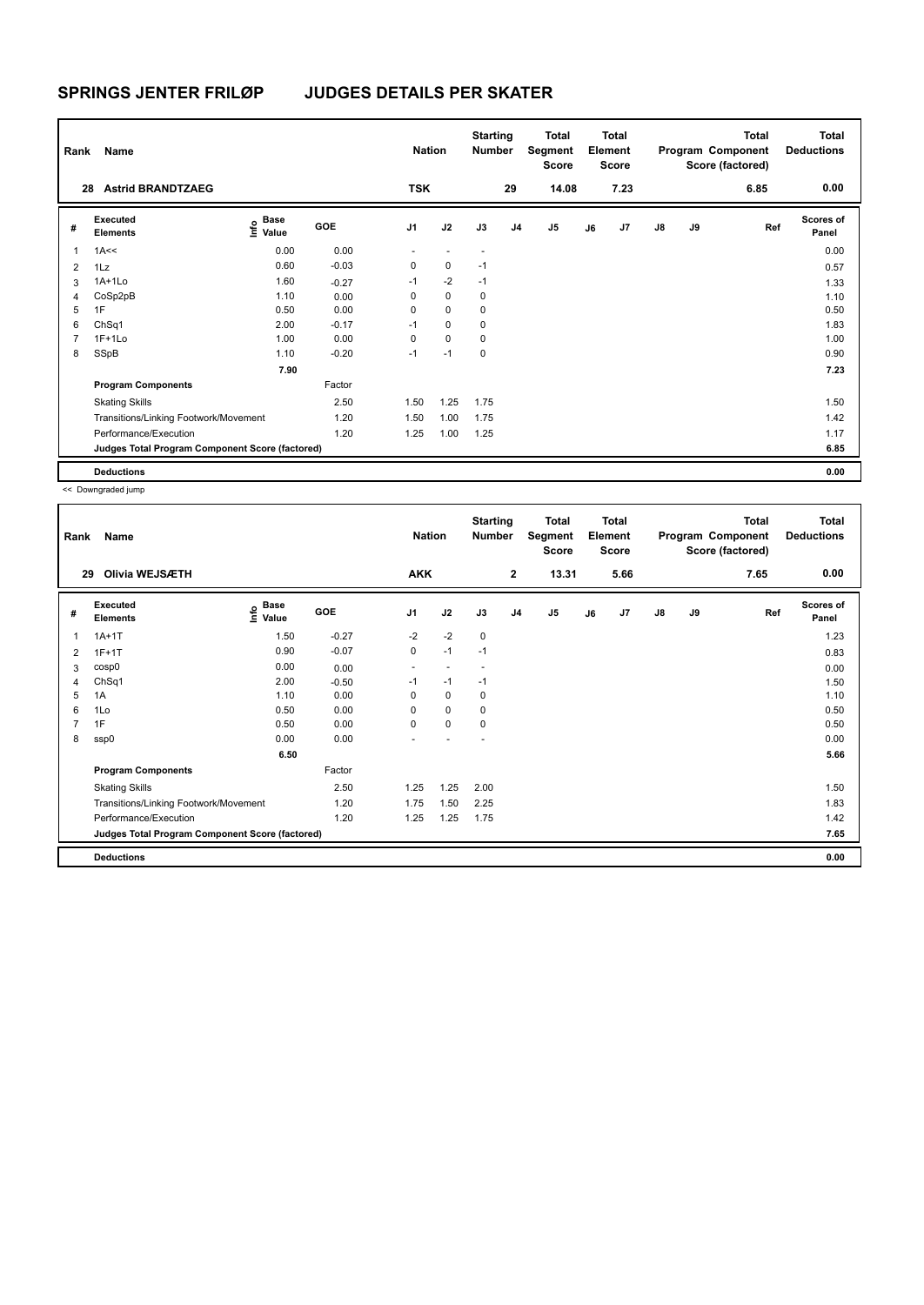# SPRINGS JENTER FRILØP JUDGES DETAILS PER SKATER

| Rank | Name | Nation | Starting Number | Total Segment Score | Total Element Score | Total Program Component Score (factored) | Total Deductions |
|---|---|---|---|---|---|---|---|
| 28 | Astrid BRANDTZAEG | TSK | 29 | 14.08 | 7.23 | 6.85 | 0.00 |

| # | Executed Elements | Info | Base Value | GOE | J1 | J2 | J3 | J4 | J5 | J6 | J7 | J8 | J9 | Ref | Scores of Panel |
|---|---|---|---|---|---|---|---|---|---|---|---|---|---|---|---|
| 1 | 1A<< | | 0.00 | 0.00 | - | - | - | | | | | | | | 0.00 |
| 2 | 1Lz | | 0.60 | -0.03 | 0 | 0 | -1 | | | | | | | | 0.57 |
| 3 | 1A+1Lo | | 1.60 | -0.27 | -1 | -2 | -1 | | | | | | | | 1.33 |
| 4 | CoSp2pB | | 1.10 | 0.00 | 0 | 0 | 0 | | | | | | | | 1.10 |
| 5 | 1F | | 0.50 | 0.00 | 0 | 0 | 0 | | | | | | | | 0.50 |
| 6 | ChSq1 | | 2.00 | -0.17 | -1 | 0 | 0 | | | | | | | | 1.83 |
| 7 | 1F+1Lo | | 1.00 | 0.00 | 0 | 0 | 0 | | | | | | | | 1.00 |
| 8 | SSpB | | 1.10 | -0.20 | -1 | -1 | 0 | | | | | | | | 0.90 |
| | | | 7.90 | | | | | | | | | | | | 7.23 |
| | **Program Components** | | | Factor | | | | | | | | | | | |
| | Skating Skills | | | 2.50 | 1.50 | 1.25 | 1.75 | | | | | | | | 1.50 |
| | Transitions/Linking Footwork/Movement | | | 1.20 | 1.50 | 1.00 | 1.75 | | | | | | | | 1.42 |
| | Performance/Execution | | | 1.20 | 1.25 | 1.00 | 1.25 | | | | | | | | 1.17 |
| | **Judges Total Program Component Score (factored)** | | | | | | | | | | | | | | 6.85 |
| | **Deductions** | | | | | | | | | | | | | | 0.00 |

<< Downgraded jump

| Rank | Name | Nation | Starting Number | Total Segment Score | Total Element Score | Total Program Component Score (factored) | Total Deductions |
|---|---|---|---|---|---|---|---|
| 29 | Olivia WEJSÆTH | AKK | 2 | 13.31 | 5.66 | 7.65 | 0.00 |

| # | Executed Elements | Info | Base Value | GOE | J1 | J2 | J3 | J4 | J5 | J6 | J7 | J8 | J9 | Ref | Scores of Panel |
|---|---|---|---|---|---|---|---|---|---|---|---|---|---|---|---|
| 1 | 1A+1T | | 1.50 | -0.27 | -2 | -2 | 0 | | | | | | | | 1.23 |
| 2 | 1F+1T | | 0.90 | -0.07 | 0 | -1 | -1 | | | | | | | | 0.83 |
| 3 | cosp0 | | 0.00 | 0.00 | - | - | - | | | | | | | | 0.00 |
| 4 | ChSq1 | | 2.00 | -0.50 | -1 | -1 | -1 | | | | | | | | 1.50 |
| 5 | 1A | | 1.10 | 0.00 | 0 | 0 | 0 | | | | | | | | 1.10 |
| 6 | 1Lo | | 0.50 | 0.00 | 0 | 0 | 0 | | | | | | | | 0.50 |
| 7 | 1F | | 0.50 | 0.00 | 0 | 0 | 0 | | | | | | | | 0.50 |
| 8 | ssp0 | | 0.00 | 0.00 | - | - | - | | | | | | | | 0.00 |
| | | | 6.50 | | | | | | | | | | | | 5.66 |
| | **Program Components** | | | Factor | | | | | | | | | | | |
| | Skating Skills | | | 2.50 | 1.25 | 1.25 | 2.00 | | | | | | | | 1.50 |
| | Transitions/Linking Footwork/Movement | | | 1.20 | 1.75 | 1.50 | 2.25 | | | | | | | | 1.83 |
| | Performance/Execution | | | 1.20 | 1.25 | 1.25 | 1.75 | | | | | | | | 1.42 |
| | **Judges Total Program Component Score (factored)** | | | | | | | | | | | | | | 7.65 |
| | **Deductions** | | | | | | | | | | | | | | 0.00 |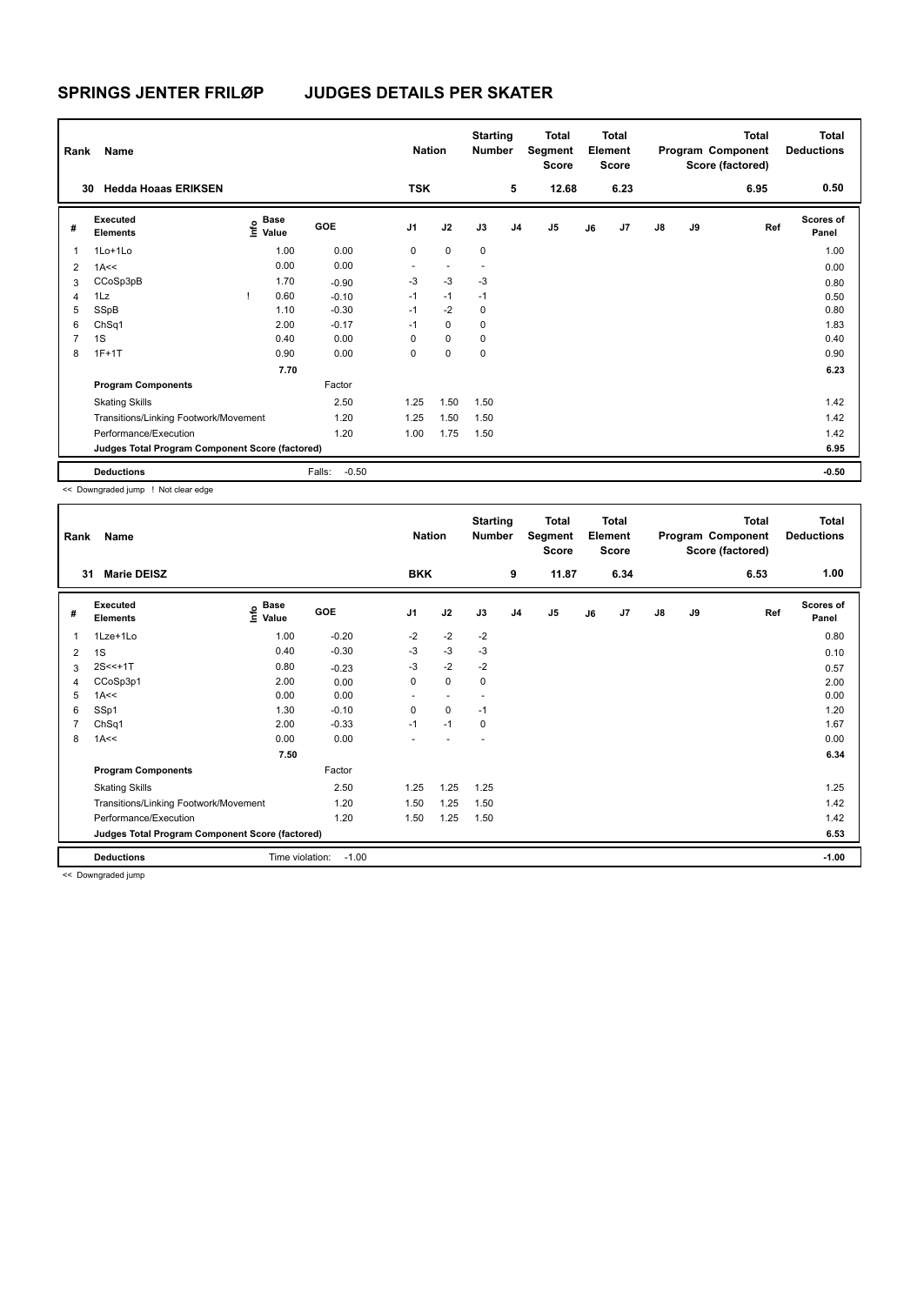# SPRINGS JENTER FRILØP JUDGES DETAILS PER SKATER

| Rank | Name | Nation | Starting Number | Total Segment Score | Total Element Score | Total Program Component Score (factored) | Total Deductions |
|---|---|---|---|---|---|---|---|
| 30 | Hedda Hoaas ERIKSEN | TSK | 5 | 12.68 | 6.23 | 6.95 | 0.50 |

| # | Executed Elements | Info | Base Value | GOE | J1 | J2 | J3 | J4 | J5 | J6 | J7 | J8 | J9 | Ref | Scores of Panel |
|---|---|---|---|---|---|---|---|---|---|---|---|---|---|---|---|
| 1 | 1Lo+1Lo | | 1.00 | 0.00 | 0 | 0 | 0 | | | | | | | | 1.00 |
| 2 | 1A<< | | 0.00 | 0.00 | - | - | - | | | | | | | | 0.00 |
| 3 | CCoSp3pB | | 1.70 | -0.90 | -3 | -3 | -3 | | | | | | | | 0.80 |
| 4 | 1Lz | ! | 0.60 | -0.10 | -1 | -1 | -1 | | | | | | | | 0.50 |
| 5 | SSpB | | 1.10 | -0.30 | -1 | -2 | 0 | | | | | | | | 0.80 |
| 6 | ChSq1 | | 2.00 | -0.17 | -1 | 0 | 0 | | | | | | | | 1.83 |
| 7 | 1S | | 0.40 | 0.00 | 0 | 0 | 0 | | | | | | | | 0.40 |
| 8 | 1F+1T | | 0.90 | 0.00 | 0 | 0 | 0 | | | | | | | | 0.90 |
| | | | 7.70 | | | | | | | | | | | | 6.23 |
| | **Program Components** | | | Factor | | | | | | | | | | | |
| | Skating Skills | | | 2.50 | 1.25 | 1.50 | 1.50 | | | | | | | | 1.42 |
| | Transitions/Linking Footwork/Movement | | | 1.20 | 1.25 | 1.50 | 1.50 | | | | | | | | 1.42 |
| | Performance/Execution | | | 1.20 | 1.00 | 1.75 | 1.50 | | | | | | | | 1.42 |
| | **Judges Total Program Component Score (factored)** | | | | | | | | | | | | | | 6.95 |
| | **Deductions** | | | Falls: -0.50 | | | | | | | | | | | -0.50 |

<< Downgraded jump ! Not clear edge

| Rank | Name | Nation | Starting Number | Total Segment Score | Total Element Score | Total Program Component Score (factored) | Total Deductions |
|---|---|---|---|---|---|---|---|
| 31 | Marie DEISZ | BKK | 9 | 11.87 | 6.34 | 6.53 | 1.00 |

| # | Executed Elements | Info | Base Value | GOE | J1 | J2 | J3 | J4 | J5 | J6 | J7 | J8 | J9 | Ref | Scores of Panel |
|---|---|---|---|---|---|---|---|---|---|---|---|---|---|---|---|
| 1 | 1Lze+1Lo | | 1.00 | -0.20 | -2 | -2 | -2 | | | | | | | | 0.80 |
| 2 | 1S | | 0.40 | -0.30 | -3 | -3 | -3 | | | | | | | | 0.10 |
| 3 | 2S<<+1T | | 0.80 | -0.23 | -3 | -2 | -2 | | | | | | | | 0.57 |
| 4 | CCoSp3p1 | | 2.00 | 0.00 | 0 | 0 | 0 | | | | | | | | 2.00 |
| 5 | 1A<< | | 0.00 | 0.00 | - | - | - | | | | | | | | 0.00 |
| 6 | SSp1 | | 1.30 | -0.10 | 0 | 0 | -1 | | | | | | | | 1.20 |
| 7 | ChSq1 | | 2.00 | -0.33 | -1 | -1 | 0 | | | | | | | | 1.67 |
| 8 | 1A<< | | 0.00 | 0.00 | - | - | - | | | | | | | | 0.00 |
| | | | 7.50 | | | | | | | | | | | | 6.34 |
| | **Program Components** | | | Factor | | | | | | | | | | | |
| | Skating Skills | | | 2.50 | 1.25 | 1.25 | 1.25 | | | | | | | | 1.25 |
| | Transitions/Linking Footwork/Movement | | | 1.20 | 1.50 | 1.25 | 1.50 | | | | | | | | 1.42 |
| | Performance/Execution | | | 1.20 | 1.50 | 1.25 | 1.50 | | | | | | | | 1.42 |
| | **Judges Total Program Component Score (factored)** | | | | | | | | | | | | | | 6.53 |
| | **Deductions** | | | Time violation: -1.00 | | | | | | | | | | | -1.00 |

<< Downgraded jump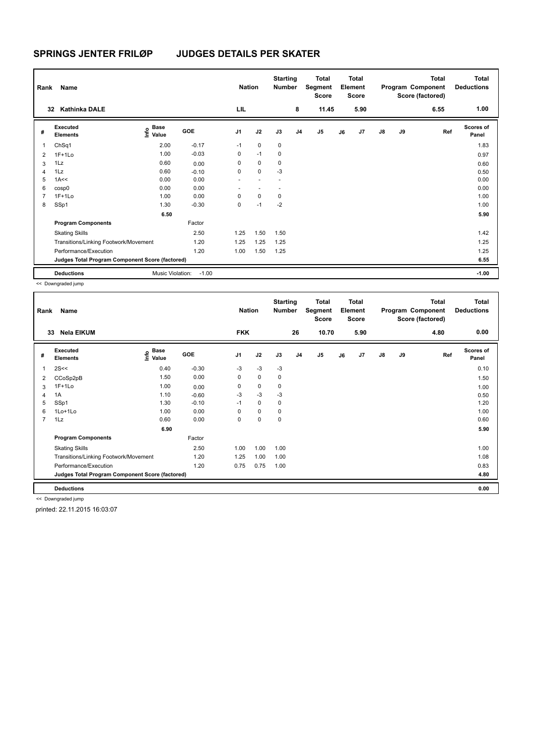# SPRINGS JENTER FRILØP JUDGES DETAILS PER SKATER

| Rank | Name | Nation | Starting Number | Total Segment Score | Total Element Score | Total Program Component Score (factored) | Total Deductions |
|---|---|---|---|---|---|---|---|
| 32 | Kathinka DALE | LIL | 8 | 11.45 | 5.90 | 6.55 | 1.00 |

| # | Executed Elements | Info | Base Value | GOE | J1 | J2 | J3 | J4 | J5 | J6 | J7 | J8 | J9 | Ref | Scores of Panel |
|---|---|---|---|---|---|---|---|---|---|---|---|---|---|---|---|
| 1 | ChSq1 | | 2.00 | -0.17 | -1 | 0 | 0 | | | | | | | | 1.83 |
| 2 | 1F+1Lo | | 1.00 | -0.03 | 0 | -1 | 0 | | | | | | | | 0.97 |
| 3 | 1Lz | | 0.60 | 0.00 | 0 | 0 | 0 | | | | | | | | 0.60 |
| 4 | 1Lz | | 0.60 | -0.10 | 0 | 0 | -3 | | | | | | | | 0.50 |
| 5 | 1A<< | | 0.00 | 0.00 | - | - | - | | | | | | | | 0.00 |
| 6 | cosp0 | | 0.00 | 0.00 | - | - | - | | | | | | | | 0.00 |
| 7 | 1F+1Lo | | 1.00 | 0.00 | 0 | 0 | 0 | | | | | | | | 1.00 |
| 8 | SSp1 | | 1.30 | -0.30 | 0 | -1 | -2 | | | | | | | | 1.00 |
| | | | 6.50 | | | | | | | | | | | | 5.90 |
| | Program Components | | | Factor | | | | | | | | | | | |
| | Skating Skills | | | 2.50 | 1.25 | 1.50 | 1.50 | | | | | | | | 1.42 |
| | Transitions/Linking Footwork/Movement | | | 1.20 | 1.25 | 1.25 | 1.25 | | | | | | | | 1.25 |
| | Performance/Execution | | | 1.20 | 1.00 | 1.50 | 1.25 | | | | | | | | 1.25 |
| | Judges Total Program Component Score (factored) | | | | | | | | | | | | | | 6.55 |
| | Deductions | | Music Violation: | -1.00 | | | | | | | | | | | -1.00 |

<< Downgraded jump

| Rank | Name | Nation | Starting Number | Total Segment Score | Total Element Score | Total Program Component Score (factored) | Total Deductions |
|---|---|---|---|---|---|---|---|
| 33 | Nela EIKUM | FKK | 26 | 10.70 | 5.90 | 4.80 | 0.00 |

| # | Executed Elements | Info | Base Value | GOE | J1 | J2 | J3 | J4 | J5 | J6 | J7 | J8 | J9 | Ref | Scores of Panel |
|---|---|---|---|---|---|---|---|---|---|---|---|---|---|---|---|
| 1 | 2S<< | | 0.40 | -0.30 | -3 | -3 | -3 | | | | | | | | 0.10 |
| 2 | CCoSp2pB | | 1.50 | 0.00 | 0 | 0 | 0 | | | | | | | | 1.50 |
| 3 | 1F+1Lo | | 1.00 | 0.00 | 0 | 0 | 0 | | | | | | | | 1.00 |
| 4 | 1A | | 1.10 | -0.60 | -3 | -3 | -3 | | | | | | | | 0.50 |
| 5 | SSp1 | | 1.30 | -0.10 | -1 | 0 | 0 | | | | | | | | 1.20 |
| 6 | 1Lo+1Lo | | 1.00 | 0.00 | 0 | 0 | 0 | | | | | | | | 1.00 |
| 7 | 1Lz | | 0.60 | 0.00 | 0 | 0 | 0 | | | | | | | | 0.60 |
| | | | 6.90 | | | | | | | | | | | | 5.90 |
| | Program Components | | | Factor | | | | | | | | | | | |
| | Skating Skills | | | 2.50 | 1.00 | 1.00 | 1.00 | | | | | | | | 1.00 |
| | Transitions/Linking Footwork/Movement | | | 1.20 | 1.25 | 1.00 | 1.00 | | | | | | | | 1.08 |
| | Performance/Execution | | | 1.20 | 0.75 | 0.75 | 1.00 | | | | | | | | 0.83 |
| | Judges Total Program Component Score (factored) | | | | | | | | | | | | | | 4.80 |
| | Deductions | | | | | | | | | | | | | | 0.00 |

<< Downgraded jump

printed: 22.11.2015 16:03:07